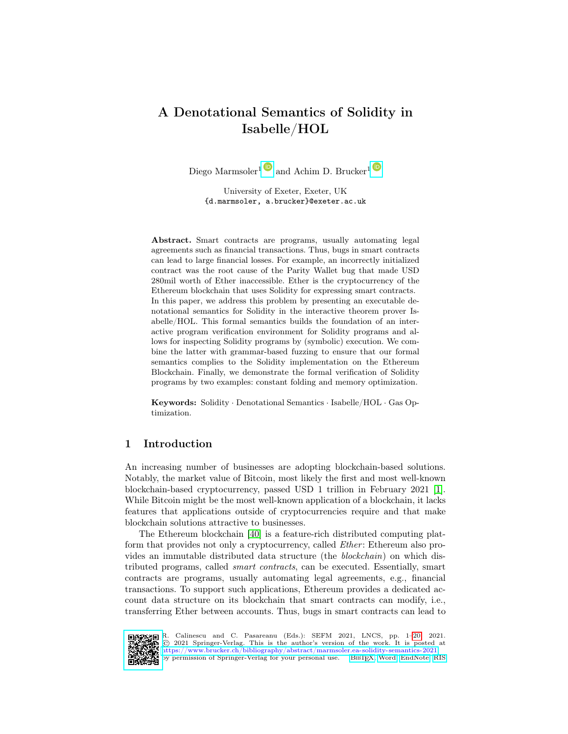# A Denotational Semantics of Solidity in Isabelle/HOL

Diego Marmsoler[1] and Achim D. Brucker[1]

University of Exeter, Exeter, UK
{d.marmsoler, a.brucker}@exeter.ac.uk

**Abstract.** Smart contracts are programs, usually automating legal agreements such as financial transactions. Thus, bugs in smart contracts can lead to large financial losses. For example, an incorrectly initialized contract was the root cause of the Parity Wallet bug that made USD 280mil worth of Ether inaccessible. Ether is the cryptocurrency of the Ethereum blockchain that uses Solidity for expressing smart contracts. In this paper, we address this problem by presenting an executable denotational semantics for Solidity in the interactive theorem prover Isabelle/HOL. This formal semantics builds the foundation of an interactive program verification environment for Solidity programs and allows for inspecting Solidity programs by (symbolic) execution. We combine the latter with grammar-based fuzzing to ensure that our formal semantics complies to the Solidity implementation on the Ethereum Blockchain. Finally, we demonstrate the formal verification of Solidity programs by two examples: constant folding and memory optimization.

**Keywords:** Solidity · Denotational Semantics · Isabelle/HOL · Gas Optimization.

## 1 Introduction

An increasing number of businesses are adopting blockchain-based solutions. Notably, the market value of Bitcoin, most likely the first and most well-known blockchain-based cryptocurrency, passed USD 1 trillion in February 2021 [1]. While Bitcoin might be the most well-known application of a blockchain, it lacks features that applications outside of cryptocurrencies require and that make blockchain solutions attractive to businesses.

The Ethereum blockchain [40] is a feature-rich distributed computing platform that provides not only a cryptocurrency, called *Ether*: Ethereum also provides an immutable distributed data structure (the *blockchain*) on which distributed programs, called *smart contracts*, can be executed. Essentially, smart contracts are programs, usually automating legal agreements, e.g., financial transactions. To support such applications, Ethereum provides a dedicated account data structure on its blockchain that smart contracts can modify, i.e., transferring Ether between accounts. Thus, bugs in smart contracts can lead to

R. Calinescu and C. Pasareanu (Eds.): SEFM 2021, LNCS, pp. 1–20, 2021. © 2021 Springer-Verlag. This is the author's version of the work. It is posted at https://www.brucker.ch/bibliography/abstract/marmsoler.ea-solidity-semantics-2021 by permission of Springer-Verlag for your personal use. BibTeX, Word, EndNote, RIS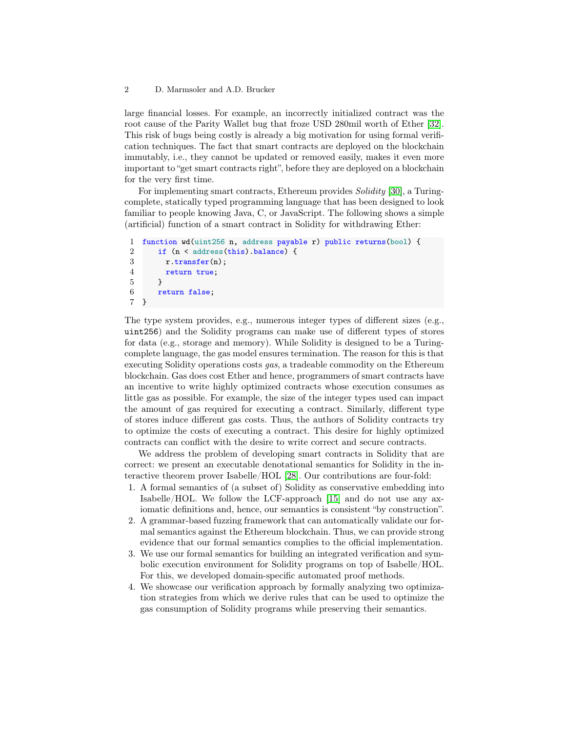large financial losses. For example, an incorrectly initialized contract was the root cause of the Parity Wallet bug that froze USD 280mil worth of Ether [32]. This risk of bugs being costly is already a big motivation for using formal verification techniques. The fact that smart contracts are deployed on the blockchain immutably, i.e., they cannot be updated or removed easily, makes it even more important to "get smart contracts right", before they are deployed on a blockchain for the very first time.

For implementing smart contracts, Ethereum provides *Solidity* [30], a Turing-complete, statically typed programming language that has been designed to look familiar to people knowing Java, C, or JavaScript. The following shows a simple (artificial) function of a smart contract in Solidity for withdrawing Ether:

```
1 function wd(uint256 n, address payable r) public returns(bool) {
2     if (n < address(this).balance) {
3       r.transfer(n);
4       return true;
5     }
6     return false;
7 }
```

The type system provides, e.g., numerous integer types of different sizes (e.g., `uint256`) and the Solidity programs can make use of different types of stores for data (e.g., storage and memory). While Solidity is designed to be a Turing-complete language, the gas model ensures termination. The reason for this is that executing Solidity operations costs *gas*, a tradeable commodity on the Ethereum blockchain. Gas does cost Ether and hence, programmers of smart contracts have an incentive to write highly optimized contracts whose execution consumes as little gas as possible. For example, the size of the integer types used can impact the amount of gas required for executing a contract. Similarly, different type of stores induce different gas costs. Thus, the authors of Solidity contracts try to optimize the costs of executing a contract. This desire for highly optimized contracts can conflict with the desire to write correct and secure contracts.

We address the problem of developing smart contracts in Solidity that are correct: we present an executable denotational semantics for Solidity in the interactive theorem prover Isabelle/HOL [28]. Our contributions are four-fold:

1. A formal semantics of (a subset of) Solidity as conservative embedding into Isabelle/HOL. We follow the LCF-approach [15] and do not use any axiomatic definitions and, hence, our semantics is consistent "by construction".
2. A grammar-based fuzzing framework that can automatically validate our formal semantics against the Ethereum blockchain. Thus, we can provide strong evidence that our formal semantics complies to the official implementation.
3. We use our formal semantics for building an integrated verification and symbolic execution environment for Solidity programs on top of Isabelle/HOL. For this, we developed domain-specific automated proof methods.
4. We showcase our verification approach by formally analyzing two optimization strategies from which we derive rules that can be used to optimize the gas consumption of Solidity programs while preserving their semantics.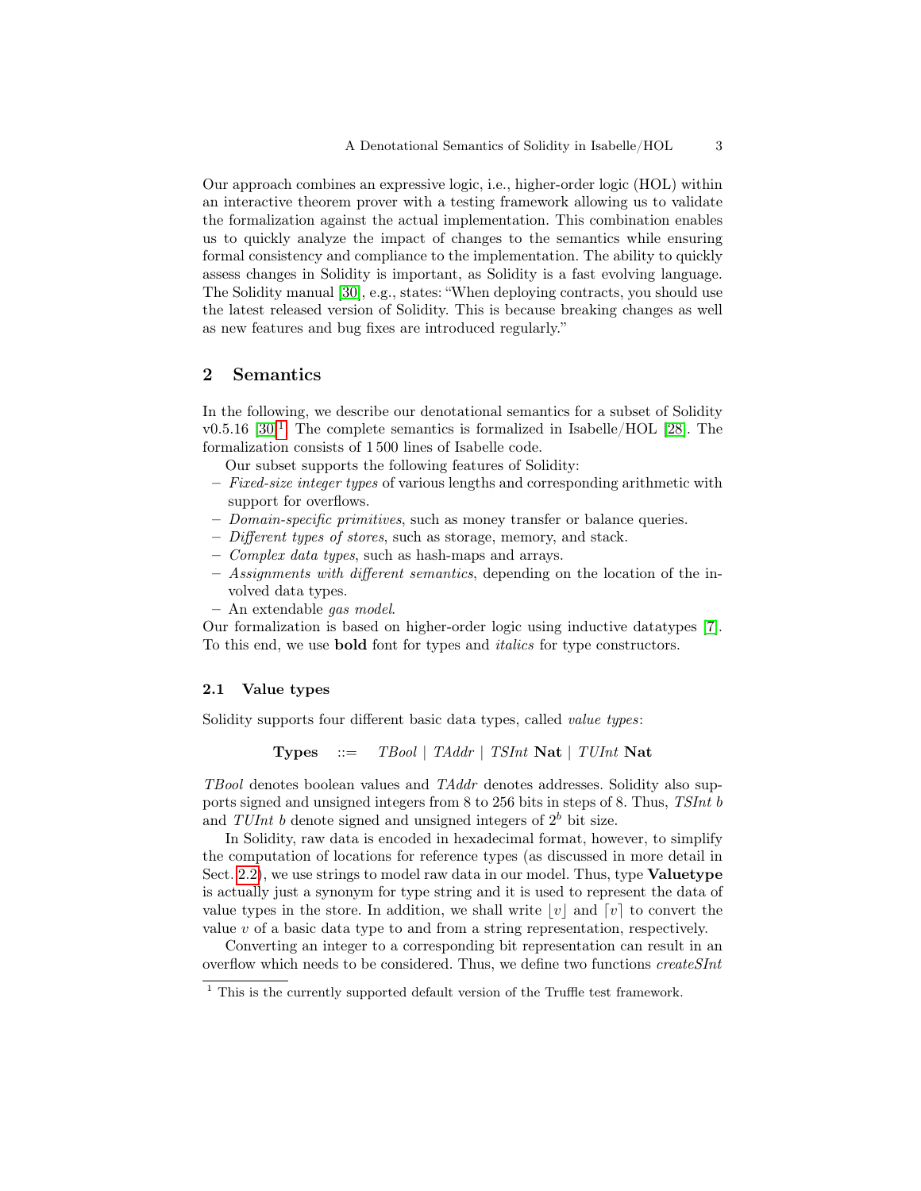Our approach combines an expressive logic, i.e., higher-order logic (HOL) within an interactive theorem prover with a testing framework allowing us to validate the formalization against the actual implementation. This combination enables us to quickly analyze the impact of changes to the semantics while ensuring formal consistency and compliance to the implementation. The ability to quickly assess changes in Solidity is important, as Solidity is a fast evolving language. The Solidity manual [30], e.g., states: "When deploying contracts, you should use the latest released version of Solidity. This is because breaking changes as well as new features and bug fixes are introduced regularly."

## 2 Semantics

In the following, we describe our denotational semantics for a subset of Solidity v0.5.16 [30][1]. The complete semantics is formalized in Isabelle/HOL [28]. The formalization consists of 1 500 lines of Isabelle code.

Our subset supports the following features of Solidity:

- *Fixed-size integer types* of various lengths and corresponding arithmetic with support for overflows.
- *Domain-specific primitives*, such as money transfer or balance queries.
- *Different types of stores*, such as storage, memory, and stack.
- *Complex data types*, such as hash-maps and arrays.
- *Assignments with different semantics*, depending on the location of the involved data types.
- An extendable *gas model*.

Our formalization is based on higher-order logic using inductive datatypes [7]. To this end, we use **bold** font for types and *italics* for type constructors.

### 2.1 Value types

Solidity supports four different basic data types, called *value types*:

$$\textbf{Types} \quad ::= \quad \textit{TBool} \mid \textit{TAddr} \mid \textit{TSInt}\ \textbf{Nat} \mid \textit{TUInt}\ \textbf{Nat}$$

*TBool* denotes boolean values and *TAddr* denotes addresses. Solidity also supports signed and unsigned integers from 8 to 256 bits in steps of 8. Thus, *TSInt* $b$ and *TUInt* $b$ denote signed and unsigned integers of $2^b$ bit size.

In Solidity, raw data is encoded in hexadecimal format, however, to simplify the computation of locations for reference types (as discussed in more detail in Sect. 2.2), we use strings to model raw data in our model. Thus, type **Valuetype** is actually just a synonym for type string and it is used to represent the data of value types in the store. In addition, we shall write $\lfloor v \rfloor$ and $\lceil v \rceil$ to convert the value $v$ of a basic data type to and from a string representation, respectively.

Converting an integer to a corresponding bit representation can result in an overflow which needs to be considered. Thus, we define two functions *createSInt*

[1] This is the currently supported default version of the Truffle test framework.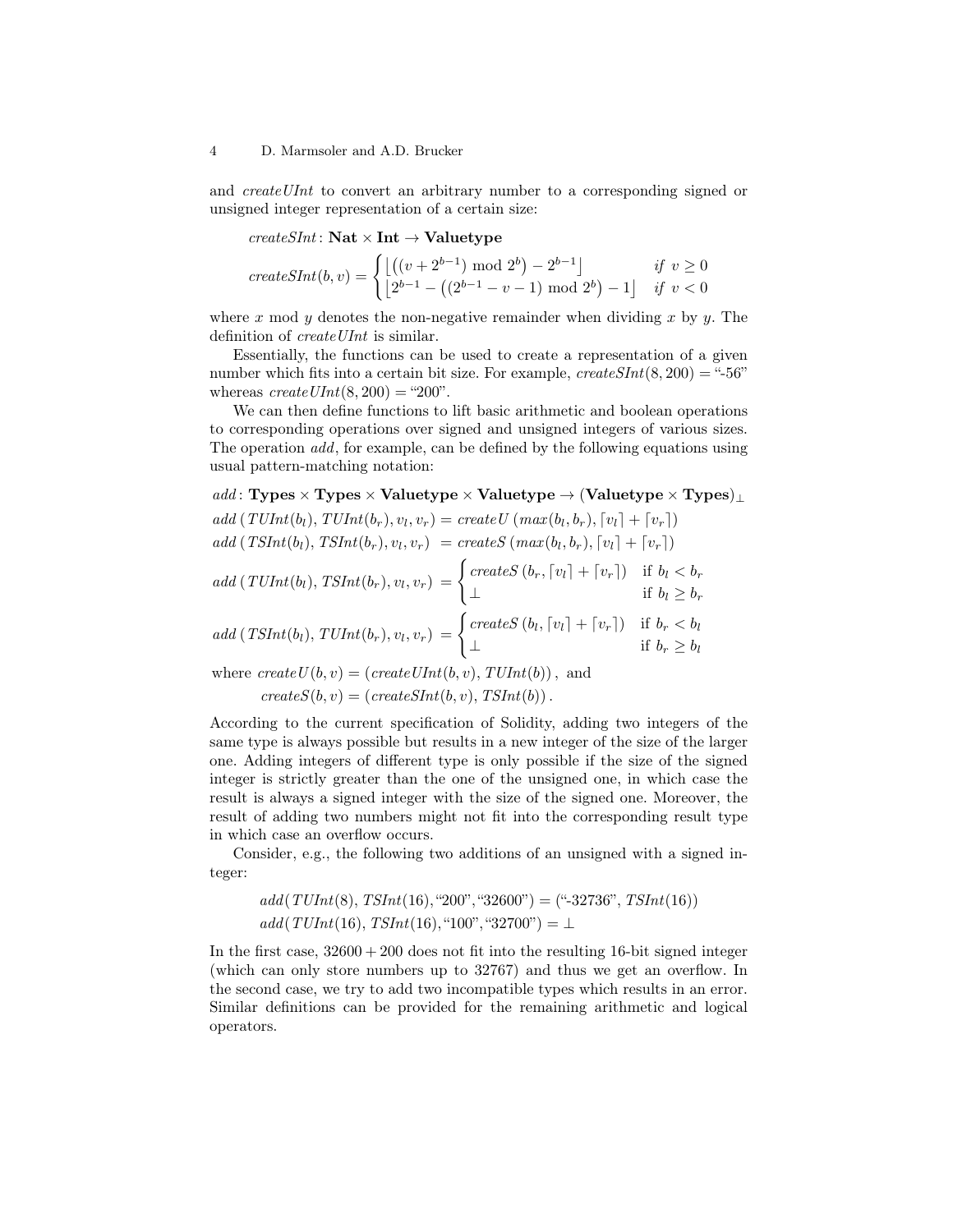and *createUInt* to convert an arbitrary number to a corresponding signed or unsigned integer representation of a certain size:

$$\mathit{createSInt}\colon \mathbf{Nat} \times \mathbf{Int} \rightarrow \mathbf{Valuetype}$$

$$\mathit{createSInt}(b, v) = \begin{cases} \lfloor \left( (v + 2^{b-1}) \bmod 2^b \right) - 2^{b-1} \rfloor & \text{if } v \geq 0 \\ \lfloor 2^{b-1} - \left( (2^{b-1} - v - 1) \bmod 2^b \right) - 1 \rfloor & \text{if } v < 0 \end{cases}$$

where $x \bmod y$ denotes the non-negative remainder when dividing $x$ by $y$. The definition of *createUInt* is similar.

Essentially, the functions can be used to create a representation of a given number which fits into a certain bit size. For example, $\mathit{createSInt}(8, 200) =$ "-56" whereas $\mathit{createUInt}(8, 200) =$ "200".

We can then define functions to lift basic arithmetic and boolean operations to corresponding operations over signed and unsigned integers of various sizes. The operation *add*, for example, can be defined by the following equations using usual pattern-matching notation:

$$\mathit{add}\colon \mathbf{Types} \times \mathbf{Types} \times \mathbf{Valuetype} \times \mathbf{Valuetype} \rightarrow (\mathbf{Valuetype} \times \mathbf{Types})_\perp$$

$$\mathit{add}\,(\mathit{TUInt}(b_l), \mathit{TUInt}(b_r), v_l, v_r) = \mathit{createU}\,(\mathit{max}(b_l, b_r), \lceil v_l \rceil + \lceil v_r \rceil)$$

$$\mathit{add}\,(\mathit{TSInt}(b_l), \mathit{TSInt}(b_r), v_l, v_r) = \mathit{createS}\,(\mathit{max}(b_l, b_r), \lceil v_l \rceil + \lceil v_r \rceil)$$

$$\mathit{add}\,(\mathit{TUInt}(b_l), \mathit{TSInt}(b_r), v_l, v_r) = \begin{cases} \mathit{createS}\,(b_r, \lceil v_l \rceil + \lceil v_r \rceil) & \text{if } b_l < b_r \\ \perp & \text{if } b_l \geq b_r \end{cases}$$

$$\mathit{add}\,(\mathit{TSInt}(b_l), \mathit{TUInt}(b_r), v_l, v_r) = \begin{cases} \mathit{createS}\,(b_l, \lceil v_l \rceil + \lceil v_r \rceil) & \text{if } b_r < b_l \\ \perp & \text{if } b_r \geq b_l \end{cases}$$

where $\mathit{createU}(b, v) = (\mathit{createUInt}(b, v), \mathit{TUInt}(b))$, and
$\mathit{createS}(b, v) = (\mathit{createSInt}(b, v), \mathit{TSInt}(b))$.

According to the current specification of Solidity, adding two integers of the same type is always possible but results in a new integer of the size of the larger one. Adding integers of different type is only possible if the size of the signed integer is strictly greater than the one of the unsigned one, in which case the result is always a signed integer with the size of the signed one. Moreover, the result of adding two numbers might not fit into the corresponding result type in which case an overflow occurs.

Consider, e.g., the following two additions of an unsigned with a signed integer:

$$\mathit{add}(\mathit{TUInt}(8), \mathit{TSInt}(16), \text{"200"}, \text{"32600"}) = (\text{"-32736"}, \mathit{TSInt}(16))$$

$$\mathit{add}(\mathit{TUInt}(16), \mathit{TSInt}(16), \text{"100"}, \text{"32700"}) = \perp$$

In the first case, $32600 + 200$ does not fit into the resulting 16-bit signed integer (which can only store numbers up to 32767) and thus we get an overflow. In the second case, we try to add two incompatible types which results in an error. Similar definitions can be provided for the remaining arithmetic and logical operators.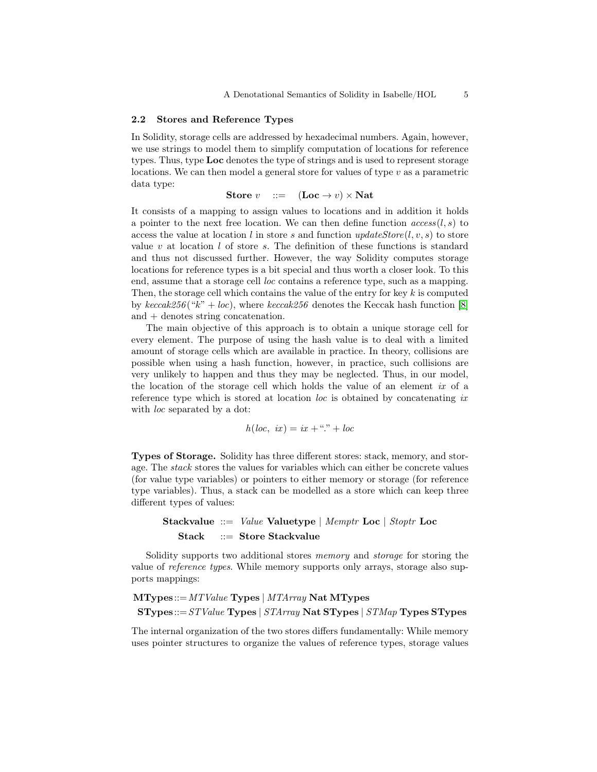### 2.2 Stores and Reference Types

In Solidity, storage cells are addressed by hexadecimal numbers. Again, however, we use strings to model them to simplify computation of locations for reference types. Thus, type **Loc** denotes the type of strings and is used to represent storage locations. We can then model a general store for values of type $v$ as a parametric data type:

$$\textbf{Store}\ v \quad ::= \quad (\textbf{Loc} \rightarrow v) \times \textbf{Nat}$$

It consists of a mapping to assign values to locations and in addition it holds a pointer to the next free location. We can then define function $access(l, s)$ to access the value at location $l$ in store $s$ and function $updateStore(l, v, s)$ to store value $v$ at location $l$ of store $s$. The definition of these functions is standard and thus not discussed further. However, the way Solidity computes storage locations for reference types is a bit special and thus worth a closer look. To this end, assume that a storage cell *loc* contains a reference type, such as a mapping. Then, the storage cell which contains the value of the entry for key $k$ is computed by *keccak256*("$k$" + *loc*), where *keccak256* denotes the Keccak hash function [8] and + denotes string concatenation.

The main objective of this approach is to obtain a unique storage cell for every element. The purpose of using the hash value is to deal with a limited amount of storage cells which are available in practice. In theory, collisions are possible when using a hash function, however, in practice, such collisions are very unlikely to happen and thus they may be neglected. Thus, in our model, the location of the storage cell which holds the value of an element *ix* of a reference type which is stored at location *loc* is obtained by concatenating *ix* with *loc* separated by a dot:

$$h(loc,\ ix) = ix + \text{"."} + loc$$

**Types of Storage.** Solidity has three different stores: stack, memory, and storage. The *stack* stores the values for variables which can either be concrete values (for value type variables) or pointers to either memory or storage (for reference type variables). Thus, a stack can be modelled as a store which can keep three different types of values:

$$\begin{aligned} \textbf{Stackvalue} &::= \ \textit{Value}\ \textbf{Valuetype} \mid \textit{Memptr}\ \textbf{Loc} \mid \textit{Stoptr}\ \textbf{Loc} \\ \textbf{Stack} &::= \ \textbf{Store Stackvalue} \end{aligned}$$

Solidity supports two additional stores *memory* and *storage* for storing the value of *reference types*. While memory supports only arrays, storage also supports mappings:

$$\begin{aligned} \textbf{MTypes} &::= \textit{MTValue}\ \textbf{Types} \mid \textit{MTArray}\ \textbf{Nat}\ \textbf{MTypes} \\ \textbf{STypes} &::= \textit{STValue}\ \textbf{Types} \mid \textit{STArray}\ \textbf{Nat}\ \textbf{STypes} \mid \textit{STMap}\ \textbf{Types}\ \textbf{STypes} \end{aligned}$$

The internal organization of the two stores differs fundamentally: While memory uses pointer structures to organize the values of reference types, storage values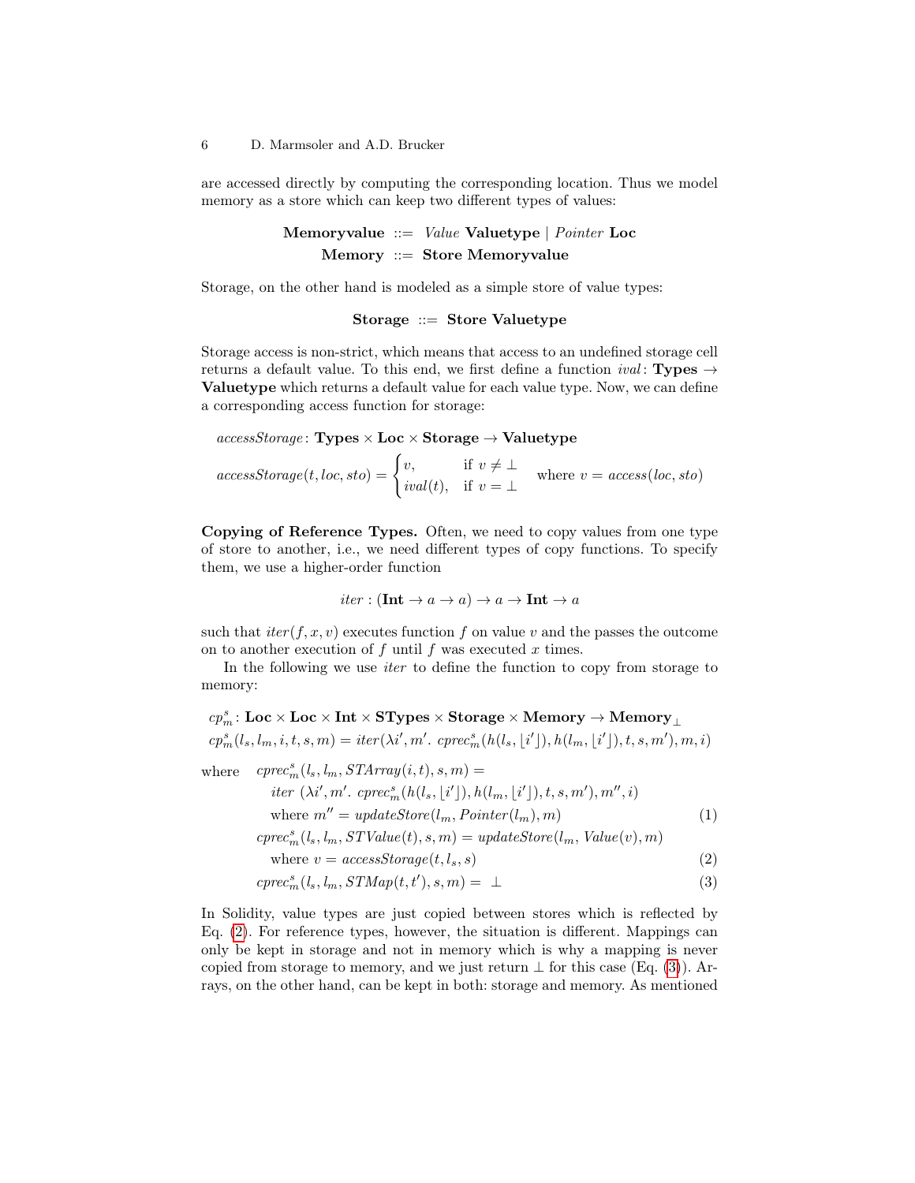are accessed directly by computing the corresponding location. Thus we model memory as a store which can keep two different types of values:

$$\textbf{Memoryvalue} ::= \textit{Value}\ \textbf{Valuetype} \mid \textit{Pointer}\ \textbf{Loc}$$
$$\textbf{Memory} ::= \textbf{Store Memoryvalue}$$

Storage, on the other hand is modeled as a simple store of value types:

$$\textbf{Storage} ::= \textbf{Store Valuetype}$$

Storage access is non-strict, which means that access to an undefined storage cell returns a default value. To this end, we first define a function $\textit{ival}\colon \textbf{Types} \to \textbf{Valuetype}$ which returns a default value for each value type. Now, we can define a corresponding access function for storage:

$$\textit{accessStorage}\colon \textbf{Types} \times \textbf{Loc} \times \textbf{Storage} \to \textbf{Valuetype}$$

$$\textit{accessStorage}(t, \textit{loc}, \textit{sto}) = \begin{cases} v, & \text{if } v \neq \bot \\ \textit{ival}(t), & \text{if } v = \bot \end{cases} \quad \text{where } v = \textit{access}(\textit{loc}, \textit{sto})$$

**Copying of Reference Types.** Often, we need to copy values from one type of store to another, i.e., we need different types of copy functions. To specify them, we use a higher-order function

$$\textit{iter} : (\textbf{Int} \to a \to a) \to a \to \textbf{Int} \to a$$

such that $\textit{iter}(f, x, v)$ executes function $f$ on value $v$ and the passes the outcome on to another execution of $f$ until $f$ was executed $x$ times.

In the following we use *iter* to define the function to copy from storage to memory:

$$cp^s_m\colon \textbf{Loc} \times \textbf{Loc} \times \textbf{Int} \times \textbf{STypes} \times \textbf{Storage} \times \textbf{Memory} \to \textbf{Memory}_\bot$$

$$cp^s_m(l_s, l_m, i, t, s, m) = \textit{iter}(\lambda i', m'.\ \textit{cprec}^s_m(h(l_s, \lfloor i' \rfloor), h(l_m, \lfloor i' \rfloor), t, s, m'), m, i)$$

where

$$\textit{cprec}^s_m(l_s, l_m, \textit{STArray}(i, t), s, m) =$$
$$\textit{iter}\ (\lambda i', m'.\ \textit{cprec}^s_m(h(l_s, \lfloor i' \rfloor), h(l_m, \lfloor i' \rfloor), t, s, m'), m'', i)$$
$$\text{where } m'' = \textit{updateStore}(l_m, \textit{Pointer}(l_m), m) \tag{1}$$
$$\textit{cprec}^s_m(l_s, l_m, \textit{STValue}(t), s, m) = \textit{updateStore}(l_m, \textit{Value}(v), m)$$
$$\text{where } v = \textit{accessStorage}(t, l_s, s) \tag{2}$$
$$\textit{cprec}^s_m(l_s, l_m, \textit{STMap}(t, t'), s, m) = \bot \tag{3}$$

In Solidity, value types are just copied between stores which is reflected by Eq. (2). For reference types, however, the situation is different. Mappings can only be kept in storage and not in memory which is why a mapping is never copied from storage to memory, and we just return $\bot$ for this case (Eq. (3)). Arrays, on the other hand, can be kept in both: storage and memory. As mentioned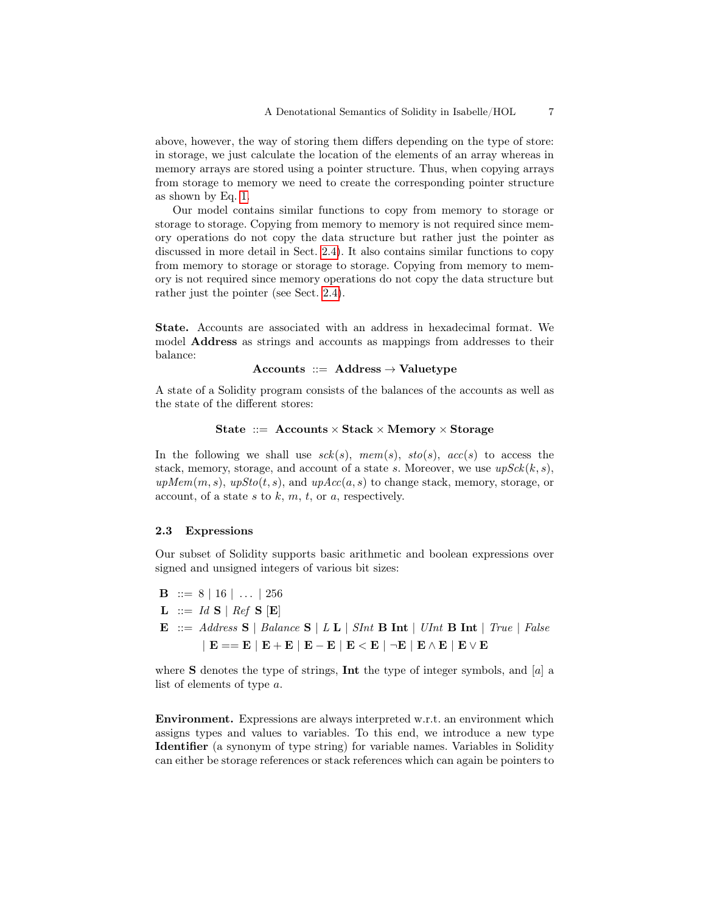above, however, the way of storing them differs depending on the type of store: in storage, we just calculate the location of the elements of an array whereas in memory arrays are stored using a pointer structure. Thus, when copying arrays from storage to memory we need to create the corresponding pointer structure as shown by Eq. 1.

Our model contains similar functions to copy from memory to storage or storage to storage. Copying from memory to memory is not required since memory operations do not copy the data structure but rather just the pointer as discussed in more detail in Sect. 2.4). It also contains similar functions to copy from memory to storage or storage to storage. Copying from memory to memory is not required since memory operations do not copy the data structure but rather just the pointer (see Sect. 2.4).

**State.** Accounts are associated with an address in hexadecimal format. We model **Address** as strings and accounts as mappings from addresses to their balance:

$$\textbf{Accounts} \ ::= \ \textbf{Address} \rightarrow \textbf{Valuetype}$$

A state of a Solidity program consists of the balances of the accounts as well as the state of the different stores:

$$\textbf{State} \ ::= \ \textbf{Accounts} \times \textbf{Stack} \times \textbf{Memory} \times \textbf{Storage}$$

In the following we shall use $sck(s)$, $mem(s)$, $sto(s)$, $acc(s)$ to access the stack, memory, storage, and account of a state $s$. Moreover, we use $upSck(k, s)$, $upMem(m, s)$, $upSto(t, s)$, and $upAcc(a, s)$ to change stack, memory, storage, or account, of a state $s$ to $k$, $m$, $t$, or $a$, respectively.

### 2.3 Expressions

Our subset of Solidity supports basic arithmetic and boolean expressions over signed and unsigned integers of various bit sizes:

$$
\begin{aligned}
\textbf{B} \ &::= \ 8 \mid 16 \mid \ \ldots \ \mid 256 \\
\textbf{L} \ &::= \ \mathit{Id}\ \textbf{S} \mid \mathit{Ref}\ \textbf{S}\ [\textbf{E}] \\
\textbf{E} \ &::= \ \mathit{Address}\ \textbf{S} \mid \mathit{Balance}\ \textbf{S} \mid L\ \textbf{L} \mid \mathit{SInt}\ \textbf{B}\ \textbf{Int} \mid \mathit{UInt}\ \textbf{B}\ \textbf{Int} \mid \mathit{True} \mid \mathit{False} \\
&\quad\ \mid \textbf{E} == \textbf{E} \mid \textbf{E} + \textbf{E} \mid \textbf{E} - \textbf{E} \mid \textbf{E} < \textbf{E} \mid \neg\textbf{E} \mid \textbf{E} \wedge \textbf{E} \mid \textbf{E} \vee \textbf{E}
\end{aligned}
$$

where **S** denotes the type of strings, **Int** the type of integer symbols, and $[a]$ a list of elements of type $a$.

**Environment.** Expressions are always interpreted w.r.t. an environment which assigns types and values to variables. To this end, we introduce a new type **Identifier** (a synonym of type string) for variable names. Variables in Solidity can either be storage references or stack references which can again be pointers to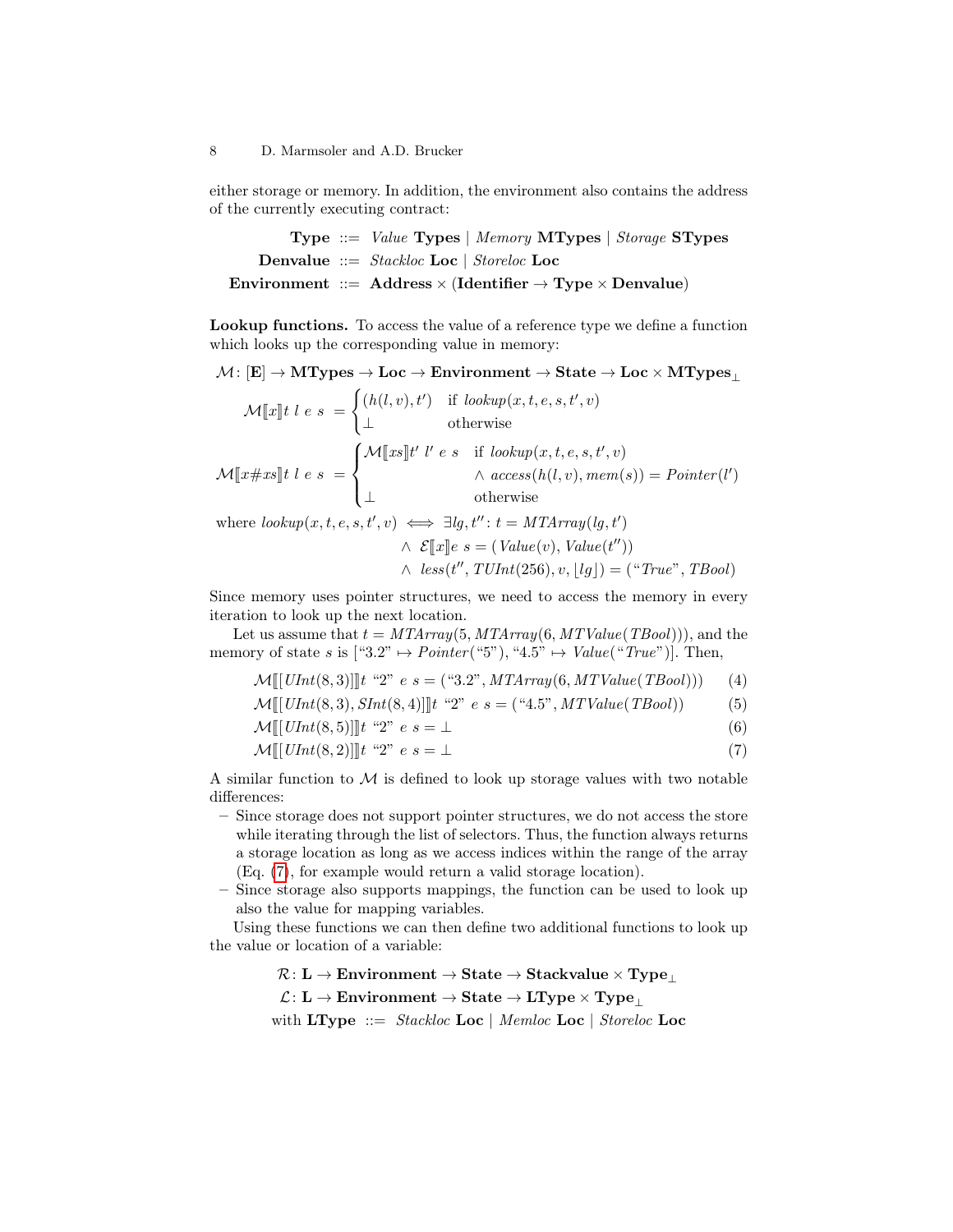either storage or memory. In addition, the environment also contains the address of the currently executing contract:

$$
\begin{aligned}
\textbf{Type} \ &::= \ \textit{Value}\ \textbf{Types} \mid \textit{Memory}\ \textbf{MTypes} \mid \textit{Storage}\ \textbf{STypes} \\
\textbf{Denvalue} \ &::= \ \textit{Stackloc}\ \textbf{Loc} \mid \textit{Storeloc}\ \textbf{Loc} \\
\textbf{Environment} \ &::= \ \textbf{Address} \times (\textbf{Identifier} \rightarrow \textbf{Type} \times \textbf{Denvalue})
\end{aligned}
$$

**Lookup functions.** To access the value of a reference type we define a function which looks up the corresponding value in memory:

$$
\mathcal{M} \colon [\mathbf{E}] \rightarrow \mathbf{MTypes} \rightarrow \mathbf{Loc} \rightarrow \mathbf{Environment} \rightarrow \mathbf{State} \rightarrow \mathbf{Loc} \times \mathbf{MTypes}_{\perp}
$$

$$
\mathcal{M}[\![x]\!] t\ l\ e\ s \ = \begin{cases} (h(l,v), t') & \text{if } \textit{lookup}(x,t,e,s,t',v) \\ \perp & \text{otherwise} \end{cases}
$$

$$
\mathcal{M}[\![x\#xs]\!] t\ l\ e\ s \ = \begin{cases} \mathcal{M}[\![xs]\!] t'\ l'\ e\ s & \text{if } \textit{lookup}(x,t,e,s,t',v) \\ & \quad \wedge\ \textit{access}(h(l,v), \textit{mem}(s)) = \textit{Pointer}(l') \\ \perp & \text{otherwise} \end{cases}
$$

$$
\begin{aligned}
\text{where } \textit{lookup}(x,t,e,s,t',v) \iff\ & \exists lg, t'' \colon t = \textit{MTArray}(lg, t') \\
& \wedge\ \mathcal{E}[\![x]\!] e\ s = (\textit{Value}(v), \textit{Value}(t'')) \\
& \wedge\ \textit{less}(t'', \textit{TUInt}(256), v, \lfloor lg \rfloor) = (\text{“}\textit{True}\text{”}, \textit{TBool})
\end{aligned}
$$

Since memory uses pointer structures, we need to access the memory in every iteration to look up the next location.

Let us assume that $t = \textit{MTArray}(5, \textit{MTArray}(6, \textit{MTValue}(\textit{TBool})))$, and the memory of state $s$ is $[\text{“3.2”} \mapsto \textit{Pointer}(\text{“5”}), \text{“4.5”} \mapsto \textit{Value}(\text{“}\textit{True}\text{”})]$. Then,

$$
\mathcal{M}[\![ [\textit{UInt}(8,3)] ]\!] t\ \text{“2”}\ e\ s = (\text{“3.2”}, \textit{MTArray}(6, \textit{MTValue}(\textit{TBool}))) \tag{4}
$$

$$
\mathcal{M}[\![ [\textit{UInt}(8,3), \textit{SInt}(8,4)] ]\!] t\ \text{“2”}\ e\ s = (\text{“4.5”}, \textit{MTValue}(\textit{TBool})) \tag{5}
$$

$$
\mathcal{M}[\![ [\textit{UInt}(8,5)] ]\!] t\ \text{“2”}\ e\ s = \perp \tag{6}
$$

$$
\mathcal{M}[\![ [\textit{UInt}(8,2)] ]\!] t\ \text{“2”}\ e\ s = \perp \tag{7}
$$

A similar function to $\mathcal{M}$ is defined to look up storage values with two notable differences:

- Since storage does not support pointer structures, we do not access the store while iterating through the list of selectors. Thus, the function always returns a storage location as long as we access indices within the range of the array (Eq. (7), for example would return a valid storage location).
- Since storage also supports mappings, the function can be used to look up also the value for mapping variables.

Using these functions we can then define two additional functions to look up the value or location of a variable:

$$
\begin{aligned}
\mathcal{R} \colon \mathbf{L} &\rightarrow \mathbf{Environment} \rightarrow \mathbf{State} \rightarrow \mathbf{Stackvalue} \times \mathbf{Type}_{\perp} \\
\mathcal{L} \colon \mathbf{L} &\rightarrow \mathbf{Environment} \rightarrow \mathbf{State} \rightarrow \mathbf{LType} \times \mathbf{Type}_{\perp} \\
\text{with } \mathbf{LType} \ &::= \ \textit{Stackloc}\ \mathbf{Loc} \mid \textit{Memloc}\ \mathbf{Loc} \mid \textit{Storeloc}\ \mathbf{Loc}
\end{aligned}
$$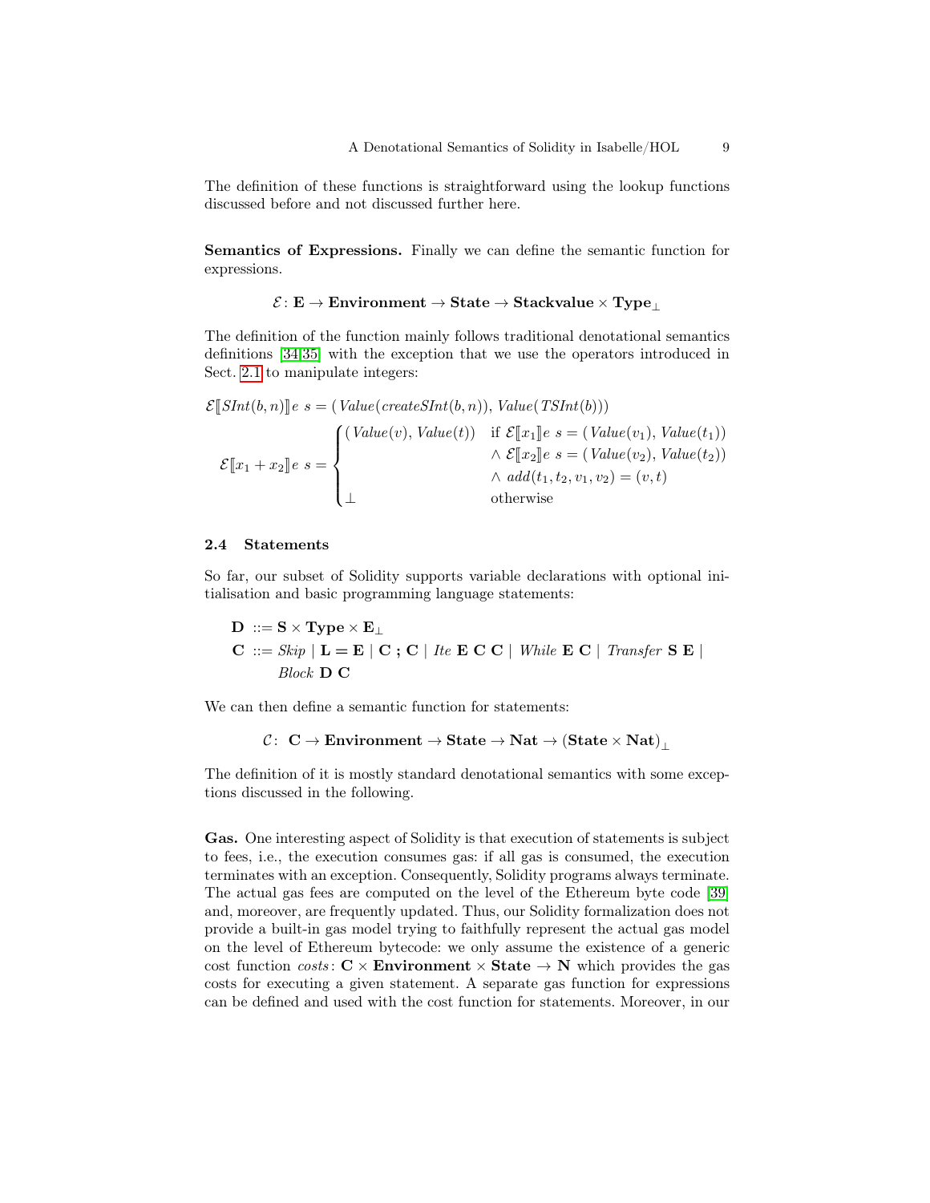The definition of these functions is straightforward using the lookup functions discussed before and not discussed further here.

**Semantics of Expressions.** Finally we can define the semantic function for expressions.

$$\mathcal{E}\colon \mathbf{E} \rightarrow \mathbf{Environment} \rightarrow \mathbf{State} \rightarrow \mathbf{Stackvalue} \times \mathbf{Type}_{\bot}$$

The definition of the function mainly follows traditional denotational semantics definitions [34,35] with the exception that we use the operators introduced in Sect. 2.1 to manipulate integers:

$$\mathcal{E}[\![\mathit{SInt}(b, n)]\!] e\ s = (\mathit{Value}(\mathit{createSInt}(b, n)), \mathit{Value}(\mathit{TSInt}(b)))$$

$$\mathcal{E}[\![x_1 + x_2]\!] e\ s = \begin{cases} (\mathit{Value}(v), \mathit{Value}(t)) & \text{if } \mathcal{E}[\![x_1]\!] e\ s = (\mathit{Value}(v_1), \mathit{Value}(t_1)) \\ & \wedge\ \mathcal{E}[\![x_2]\!] e\ s = (\mathit{Value}(v_2), \mathit{Value}(t_2)) \\ & \wedge\ \mathit{add}(t_1, t_2, v_1, v_2) = (v, t) \\ \bot & \text{otherwise} \end{cases}$$

### 2.4 Statements

So far, our subset of Solidity supports variable declarations with optional initialisation and basic programming language statements:

$$\begin{aligned} \mathbf{D} &::= \mathbf{S} \times \mathbf{Type} \times \mathbf{E}_{\bot} \\ \mathbf{C} &::= \mathit{Skip} \mid \mathbf{L} = \mathbf{E} \mid \mathbf{C}\ ;\ \mathbf{C} \mid \mathit{Ite}\ \mathbf{E}\ \mathbf{C}\ \mathbf{C} \mid \mathit{While}\ \mathbf{E}\ \mathbf{C} \mid \mathit{Transfer}\ \mathbf{S}\ \mathbf{E} \mid \\ &\quad\ \ \mathit{Block}\ \mathbf{D}\ \mathbf{C} \end{aligned}$$

We can then define a semantic function for statements:

$$\mathcal{C}\colon\ \mathbf{C} \rightarrow \mathbf{Environment} \rightarrow \mathbf{State} \rightarrow \mathbf{Nat} \rightarrow (\mathbf{State} \times \mathbf{Nat})_{\bot}$$

The definition of it is mostly standard denotational semantics with some exceptions discussed in the following.

**Gas.** One interesting aspect of Solidity is that execution of statements is subject to fees, i.e., the execution consumes gas: if all gas is consumed, the execution terminates with an exception. Consequently, Solidity programs always terminate. The actual gas fees are computed on the level of the Ethereum byte code [39] and, moreover, are frequently updated. Thus, our Solidity formalization does not provide a built-in gas model trying to faithfully represent the actual gas model on the level of Ethereum bytecode: we only assume the existence of a generic cost function $\mathit{costs}\colon \mathbf{C} \times \mathbf{Environment} \times \mathbf{State} \rightarrow \mathbf{N}$ which provides the gas costs for executing a given statement. A separate gas function for expressions can be defined and used with the cost function for statements. Moreover, in our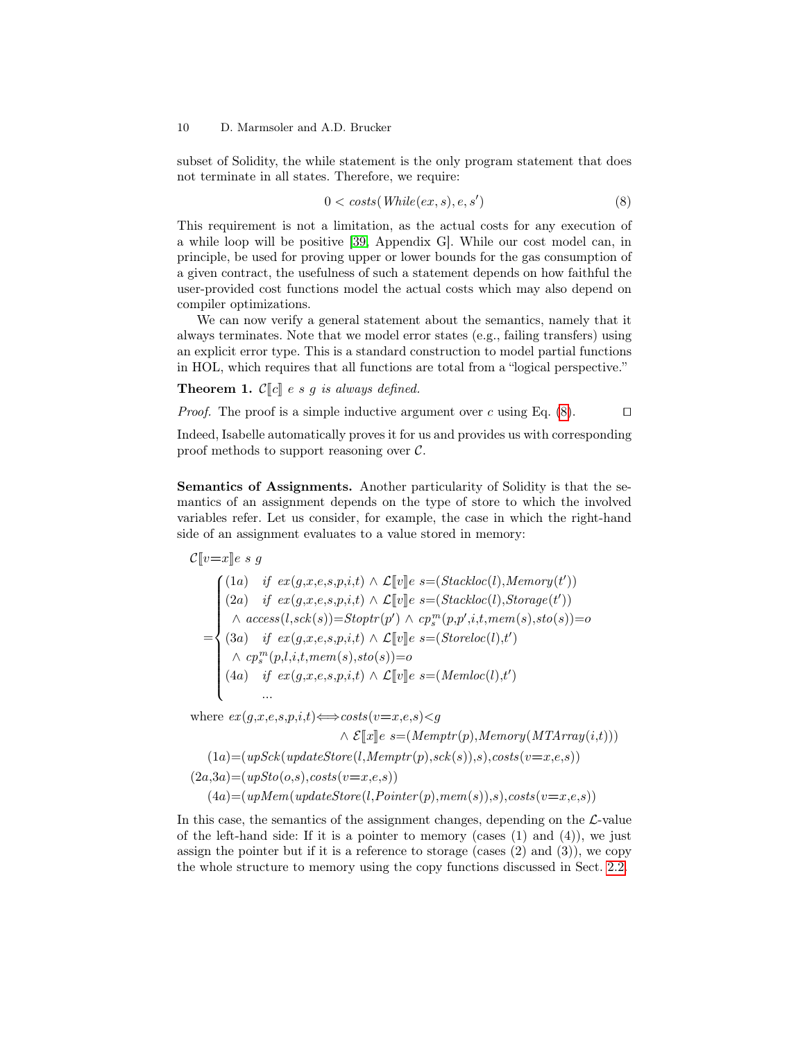subset of Solidity, the while statement is the only program statement that does not terminate in all states. Therefore, we require:

$$0 < costs(While(ex, s), e, s') \tag{8}$$

This requirement is not a limitation, as the actual costs for any execution of a while loop will be positive [39, Appendix G]. While our cost model can, in principle, be used for proving upper or lower bounds for the gas consumption of a given contract, the usefulness of such a statement depends on how faithful the user-provided cost functions model the actual costs which may also depend on compiler optimizations.

We can now verify a general statement about the semantics, namely that it always terminates. Note that we model error states (e.g., failing transfers) using an explicit error type. This is a standard construction to model partial functions in HOL, which requires that all functions are total from a "logical perspective."

**Theorem 1.** *$\mathcal{C}[\![c]\!]\ e\ s\ g$ is always defined.*

*Proof.* The proof is a simple inductive argument over $c$ using Eq. (8). ◻

Indeed, Isabelle automatically proves it for us and provides us with corresponding proof methods to support reasoning over $\mathcal{C}$.

**Semantics of Assignments.** Another particularity of Solidity is that the semantics of an assignment depends on the type of store to which the involved variables refer. Let us consider, for example, the case in which the right-hand side of an assignment evaluates to a value stored in memory:

$$\mathcal{C}[\![v{=}x]\!]e\ s\ g$$

$$=\begin{cases}(1a) & \text{if } ex(g,x,e,s,p,i,t) \wedge \mathcal{L}[\![v]\!]e\ s{=}(Stackloc(l),Memory(t'))\\ (2a) & \text{if } ex(g,x,e,s,p,i,t) \wedge \mathcal{L}[\![v]\!]e\ s{=}(Stackloc(l),Storage(t'))\\ & \wedge\ access(l,sck(s)){=}Stoptr(p') \wedge cp^m_s(p,p',i,t,mem(s),sto(s)){=}o\\ (3a) & \text{if } ex(g,x,e,s,p,i,t) \wedge \mathcal{L}[\![v]\!]e\ s{=}(Storeloc(l),t')\\ & \wedge\ cp^m_s(p,l,i,t,mem(s),sto(s)){=}o\\ (4a) & \text{if } ex(g,x,e,s,p,i,t) \wedge \mathcal{L}[\![v]\!]e\ s{=}(Memloc(l),t')\\ & \ldots\end{cases}$$

where $ex(g,x,e,s,p,i,t) \Longleftrightarrow costs(v{=}x,e,s){<}g$

$$\wedge\ \mathcal{E}[\![x]\!]e\ s{=}(Memptr(p),Memory(MTArray(i,t)))$$

$$(1a){=}(upSck(updateStore(l,Memptr(p),sck(s)),s),costs(v{=}x,e,s))$$

$$(2a,3a){=}(upSto(o,s),costs(v{=}x,e,s))$$

$$(4a){=}(upMem(updateStore(l,Pointer(p),mem(s)),s),costs(v{=}x,e,s))$$

In this case, the semantics of the assignment changes, depending on the $\mathcal{L}$-value of the left-hand side: If it is a pointer to memory (cases (1) and (4)), we just assign the pointer but if it is a reference to storage (cases (2) and (3)), we copy the whole structure to memory using the copy functions discussed in Sect. 2.2.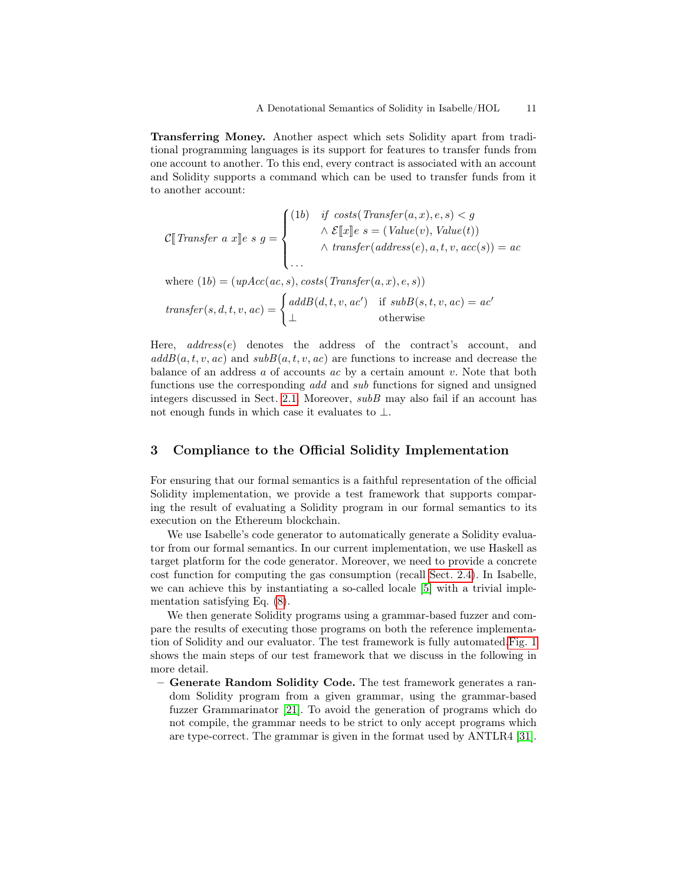**Transferring Money.** Another aspect which sets Solidity apart from traditional programming languages is its support for features to transfer funds from one account to another. To this end, every contract is associated with an account and Solidity supports a command which can be used to transfer funds from it to another account:

$$
\mathcal{C}[\![\, \mathit{Transfer}\ a\ x \,]\!] e\ s\ g = \begin{cases} (1b) & \mathit{if}\ \mathit{costs}(\mathit{Transfer}(a,x),e,s) < g \\ & \wedge\ \mathcal{E}[\![x]\!] e\ s = (\mathit{Value}(v), \mathit{Value}(t)) \\ & \wedge\ \mathit{transfer}(\mathit{address}(e), a, t, v, \mathit{acc}(s)) = ac \\ \ldots & \end{cases}
$$

$$
\text{where } (1b) = (\mathit{upAcc}(ac, s), \mathit{costs}(\mathit{Transfer}(a,x),e,s))
$$

$$
\mathit{transfer}(s,d,t,v,ac) = \begin{cases} \mathit{addB}(d,t,v,ac') & \text{if } \mathit{subB}(s,t,v,ac) = ac' \\ \bot & \text{otherwise} \end{cases}
$$

Here, $\mathit{address}(e)$ denotes the address of the contract's account, and $\mathit{addB}(a,t,v,ac)$ and $\mathit{subB}(a,t,v,ac)$ are functions to increase and decrease the balance of an address $a$ of accounts $ac$ by a certain amount $v$. Note that both functions use the corresponding *add* and *sub* functions for signed and unsigned integers discussed in Sect. 2.1. Moreover, *subB* may also fail if an account has not enough funds in which case it evaluates to $\bot$.

## 3 Compliance to the Official Solidity Implementation

For ensuring that our formal semantics is a faithful representation of the official Solidity implementation, we provide a test framework that supports comparing the result of evaluating a Solidity program in our formal semantics to its execution on the Ethereum blockchain.

We use Isabelle's code generator to automatically generate a Solidity evaluator from our formal semantics. In our current implementation, we use Haskell as target platform for the code generator. Moreover, we need to provide a concrete cost function for computing the gas consumption (recall Sect. 2.4). In Isabelle, we can achieve this by instantiating a so-called locale [5] with a trivial implementation satisfying Eq. (8).

We then generate Solidity programs using a grammar-based fuzzer and compare the results of executing those programs on both the reference implementation of Solidity and our evaluator. The test framework is fully automated.Fig. 1 shows the main steps of our test framework that we discuss in the following in more detail.

- **Generate Random Solidity Code.** The test framework generates a random Solidity program from a given grammar, using the grammar-based fuzzer Grammarinator [21]. To avoid the generation of programs which do not compile, the grammar needs to be strict to only accept programs which are type-correct. The grammar is given in the format used by ANTLR4 [31].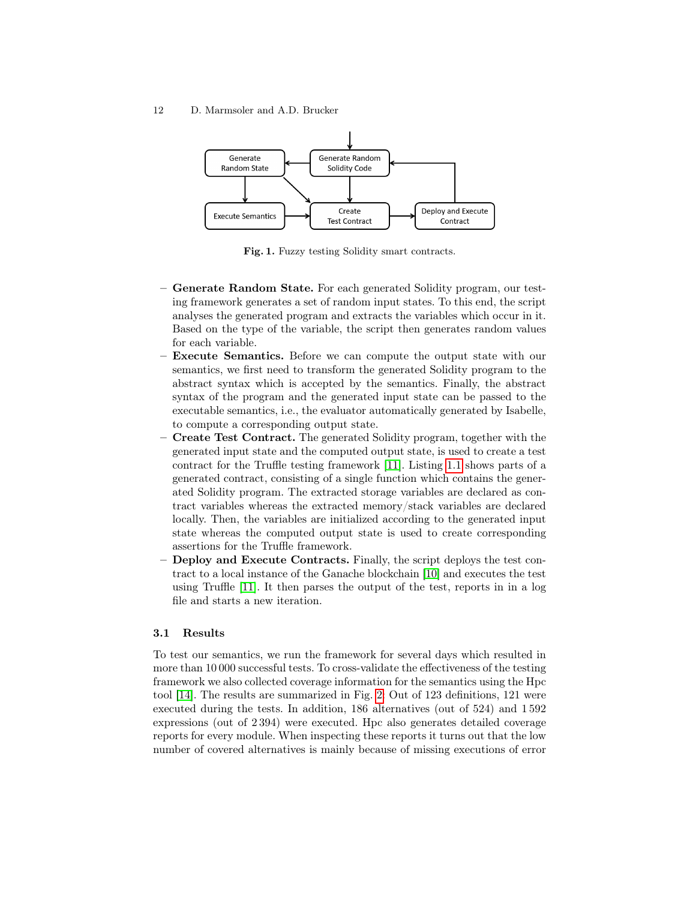Fig. 1. Fuzzy testing Solidity smart contracts.

- **Generate Random State.** For each generated Solidity program, our testing framework generates a set of random input states. To this end, the script analyses the generated program and extracts the variables which occur in it. Based on the type of the variable, the script then generates random values for each variable.
- **Execute Semantics.** Before we can compute the output state with our semantics, we first need to transform the generated Solidity program to the abstract syntax which is accepted by the semantics. Finally, the abstract syntax of the program and the generated input state can be passed to the executable semantics, i.e., the evaluator automatically generated by Isabelle, to compute a corresponding output state.
- **Create Test Contract.** The generated Solidity program, together with the generated input state and the computed output state, is used to create a test contract for the Truffle testing framework [11]. Listing 1.1 shows parts of a generated contract, consisting of a single function which contains the generated Solidity program. The extracted storage variables are declared as contract variables whereas the extracted memory/stack variables are declared locally. Then, the variables are initialized according to the generated input state whereas the computed output state is used to create corresponding assertions for the Truffle framework.
- **Deploy and Execute Contracts.** Finally, the script deploys the test contract to a local instance of the Ganache blockchain [10] and executes the test using Truffle [11]. It then parses the output of the test, reports in in a log file and starts a new iteration.

### 3.1 Results

To test our semantics, we run the framework for several days which resulted in more than 10 000 successful tests. To cross-validate the effectiveness of the testing framework we also collected coverage information for the semantics using the Hpc tool [14]. The results are summarized in Fig. 2. Out of 123 definitions, 121 were executed during the tests. In addition, 186 alternatives (out of 524) and 1 592 expressions (out of 2 394) were executed. Hpc also generates detailed coverage reports for every module. When inspecting these reports it turns out that the low number of covered alternatives is mainly because of missing executions of error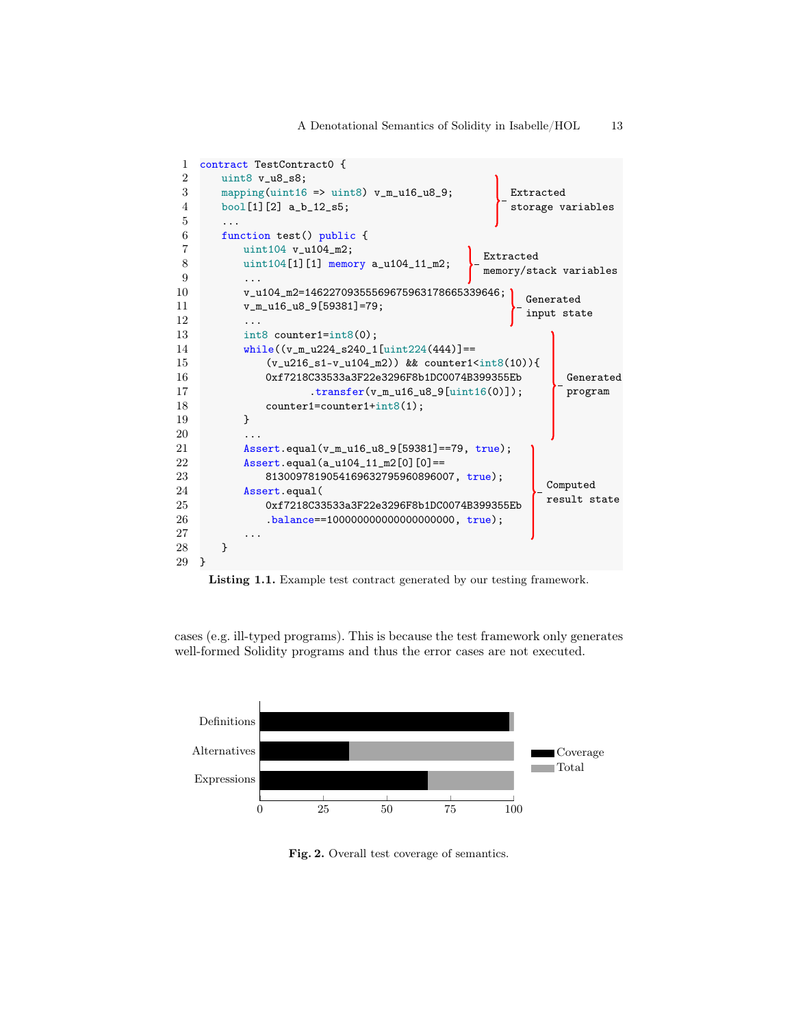```
contract TestContract0 {
    uint8 v_u8_s8;
    mapping(uint16 => uint8) v_m_u16_u8_9;              Extracted
    bool[1][2] a_b_12_s5;                                storage variables
    ...
    function test() public {
        uint104 v_u104_m2;                               Extracted
        uint104[1][1] memory a_u104_11_m2;               memory/stack variables
        ...
        v_u104_m2=14622709355569675963178665339646;      Generated
        v_m_u16_u8_9[59381]=79;                          input state
        ...
        int8 counter1=int8(0);
        while((v_m_u224_s240_1[uint224(444)]==
            (v_u216_s1-v_u104_m2)) && counter1<int8(10)){
            0xf7218C33533a3F22e3296F8b1DC0074B399355Eb      Generated
                    .transfer(v_m_u16_u8_9[uint16(0)]);     program
            counter1=counter1+int8(1);
        }
        ...
        Assert.equal(v_m_u16_u8_9[59381]==79, true);
        Assert.equal(a_u104_11_m2[0][0]==
            8130097819054169632795960896007, true);
        Assert.equal(                                    Computed
            0xf7218C33533a3F22e3296F8b1DC0074B399355Eb      result state
            .balance==100000000000000000000, true);
        ...
    }
}
```

**Listing 1.1.** Example test contract generated by our testing framework.

cases (e.g. ill-typed programs). This is because the test framework only generates well-formed Solidity programs and thus the error cases are not executed.

| Category | Coverage | Total |
|---|---|---|
| Definitions | ~98 | 100 |
| Alternatives | ~35 | 100 |
| Expressions | ~66 | 100 |

**Fig. 2.** Overall test coverage of semantics.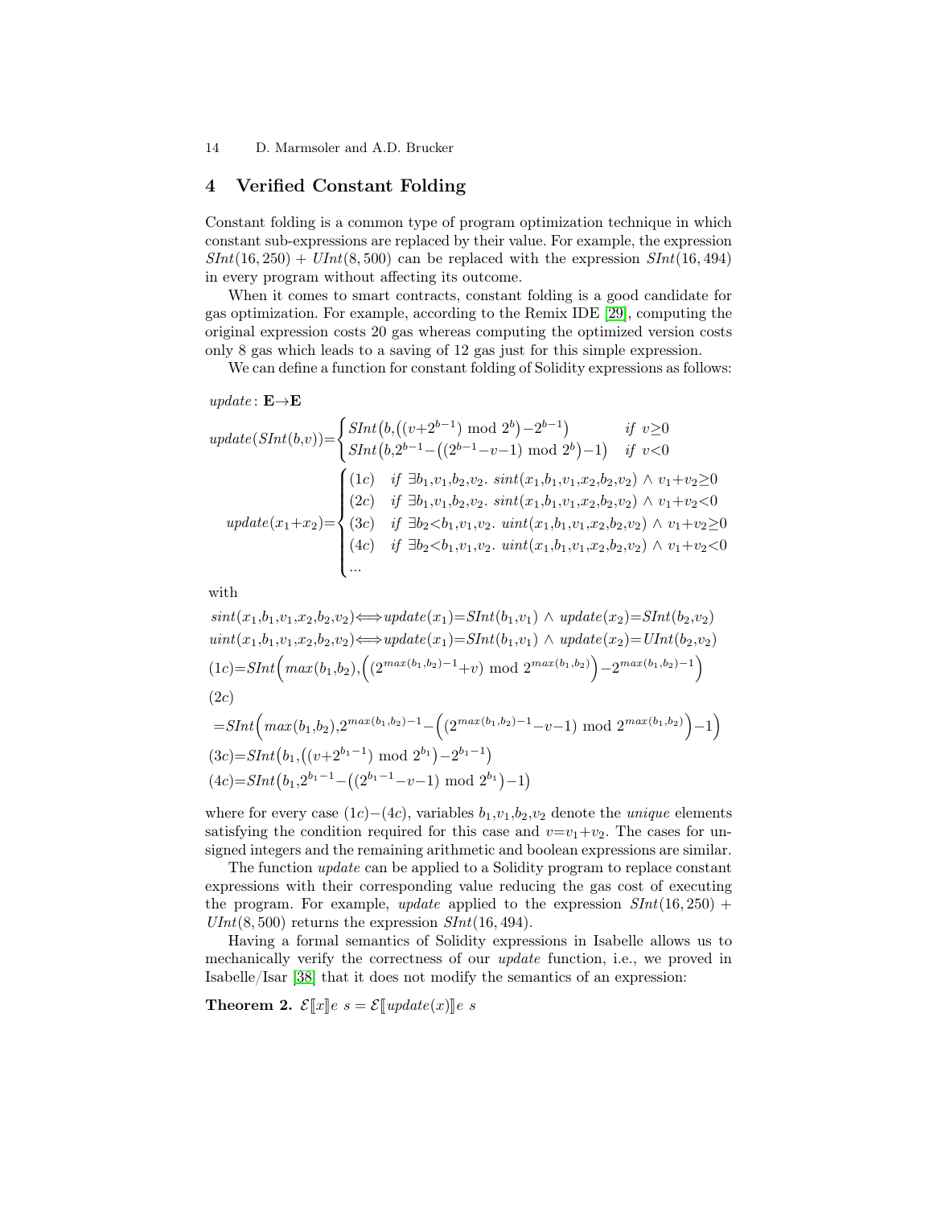## 4 Verified Constant Folding

Constant folding is a common type of program optimization technique in which constant sub-expressions are replaced by their value. For example, the expression $SInt(16, 250) + UInt(8, 500)$ can be replaced with the expression $SInt(16, 494)$ in every program without affecting its outcome.

When it comes to smart contracts, constant folding is a good candidate for gas optimization. For example, according to the Remix IDE [29], computing the original expression costs 20 gas whereas computing the optimized version costs only 8 gas which leads to a saving of 12 gas just for this simple expression.

We can define a function for constant folding of Solidity expressions as follows:

$$update\colon \mathbf{E}{\to}\mathbf{E}$$

$$update(SInt(b,v)) = \begin{cases} SInt\big(b,\big((v{+}2^{b-1}) \bmod 2^b\big){-}2^{b-1}\big) & \textit{if } v{\ge}0 \\ SInt\big(b,2^{b-1}{-}\big((2^{b-1}{-}v{-}1) \bmod 2^b\big){-}1\big) & \textit{if } v{<}0 \end{cases}$$

$$update(x_1{+}x_2) = \begin{cases} (1c) & \textit{if } \exists b_1,v_1,b_2,v_2.\ sint(x_1,b_1,v_1,x_2,b_2,v_2) \wedge v_1{+}v_2{\ge}0 \\ (2c) & \textit{if } \exists b_1,v_1,b_2,v_2.\ sint(x_1,b_1,v_1,x_2,b_2,v_2) \wedge v_1{+}v_2{<}0 \\ (3c) & \textit{if } \exists b_2{<}b_1,v_1,v_2.\ uint(x_1,b_1,v_1,x_2,b_2,v_2) \wedge v_1{+}v_2{\ge}0 \\ (4c) & \textit{if } \exists b_2{<}b_1,v_1,v_2.\ uint(x_1,b_1,v_1,x_2,b_2,v_2) \wedge v_1{+}v_2{<}0 \\ \ldots \end{cases}$$

with

$$sint(x_1,b_1,v_1,x_2,b_2,v_2) \Longleftrightarrow update(x_1){=}SInt(b_1,v_1) \wedge update(x_2){=}SInt(b_2,v_2)$$

$$uint(x_1,b_1,v_1,x_2,b_2,v_2) \Longleftrightarrow update(x_1){=}SInt(b_1,v_1) \wedge update(x_2){=}UInt(b_2,v_2)$$

$$(1c){=}SInt\Big(max(b_1,b_2),\Big((2^{max(b_1,b_2)-1}{+}v) \bmod 2^{max(b_1,b_2)}\Big){-}2^{max(b_1,b_2)-1}\Big)$$

$$(2c)$$

$$={SInt}\Big(max(b_1,b_2),2^{max(b_1,b_2)-1}{-}\Big((2^{max(b_1,b_2)-1}{-}v{-}1) \bmod 2^{max(b_1,b_2)}\Big){-}1\Big)$$

$$(3c){=}SInt\big(b_1,\big((v{+}2^{b_1-1}) \bmod 2^{b_1}\big){-}2^{b_1-1}\big)$$

$$(4c){=}SInt\big(b_1,2^{b_1-1}{-}\big((2^{b_1-1}{-}v{-}1) \bmod 2^{b_1}\big){-}1\big)$$

where for every case $(1c){-}(4c)$, variables $b_1,v_1,b_2,v_2$ denote the *unique* elements satisfying the condition required for this case and $v{=}v_1{+}v_2$. The cases for unsigned integers and the remaining arithmetic and boolean expressions are similar.

The function *update* can be applied to a Solidity program to replace constant expressions with their corresponding value reducing the gas cost of executing the program. For example, *update* applied to the expression $SInt(16, 250) + UInt(8, 500)$ returns the expression $SInt(16, 494)$.

Having a formal semantics of Solidity expressions in Isabelle allows us to mechanically verify the correctness of our *update* function, i.e., we proved in Isabelle/Isar [38] that it does not modify the semantics of an expression:

**Theorem 2.** $\mathcal{E}[\![x]\!]e\ s = \mathcal{E}[\![update(x)]\!]e\ s$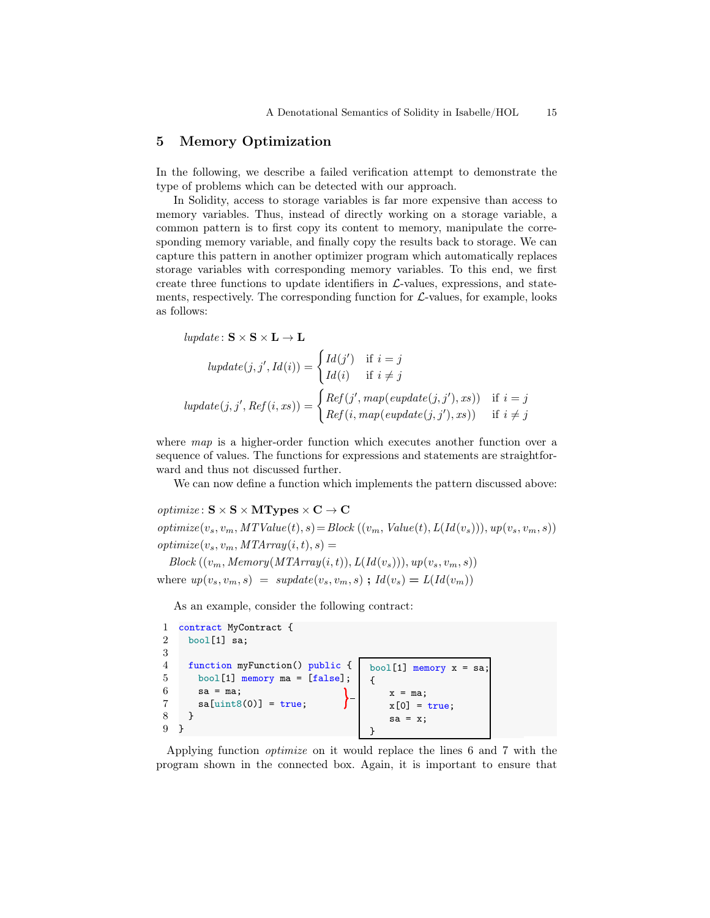## 5 Memory Optimization

In the following, we describe a failed verification attempt to demonstrate the type of problems which can be detected with our approach.

In Solidity, access to storage variables is far more expensive than access to memory variables. Thus, instead of directly working on a storage variable, a common pattern is to first copy its content to memory, manipulate the corresponding memory variable, and finally copy the results back to storage. We can capture this pattern in another optimizer program which automatically replaces storage variables with corresponding memory variables. To this end, we first create three functions to update identifiers in $\mathcal{L}$-values, expressions, and statements, respectively. The corresponding function for $\mathcal{L}$-values, for example, looks as follows:

$$lupdate\colon \mathbf{S} \times \mathbf{S} \times \mathbf{L} \rightarrow \mathbf{L}$$

$$lupdate(j, j', Id(i)) = \begin{cases} Id(j') & \text{if } i = j \\ Id(i) & \text{if } i \neq j \end{cases}$$

$$lupdate(j, j', Ref(i, xs)) = \begin{cases} Ref(j', map(eupdate(j, j'), xs)) & \text{if } i = j \\ Ref(i, map(eupdate(j, j'), xs)) & \text{if } i \neq j \end{cases}$$

where *map* is a higher-order function which executes another function over a sequence of values. The functions for expressions and statements are straightforward and thus not discussed further.

We can now define a function which implements the pattern discussed above:

$$optimize\colon \mathbf{S} \times \mathbf{S} \times \mathbf{MTypes} \times \mathbf{C} \rightarrow \mathbf{C}$$

$$optimize(v_s, v_m, MTValue(t), s) = Block\,((v_m, Value(t), L(Id(v_s))), up(v_s, v_m, s))$$

$$optimize(v_s, v_m, MTArray(i, t), s) =$$

$$Block\,((v_m, Memory(MTArray(i, t)), L(Id(v_s))), up(v_s, v_m, s))$$

where $up(v_s, v_m, s) \ = \ supdate(v_s, v_m, s)\ \mathbf{;}\ Id(v_s) \mathrel{\mathbf{=}} L(Id(v_m))$

As an example, consider the following contract:

```
1 contract MyContract {
2   bool[1] sa;
3
4   function myFunction() public {
5     bool[1] memory ma = [false];
6     sa = ma;
7     sa[uint8(0)] = true;
8   }
9 }
```

Replacement for lines 6–7 (connected box):

```
bool[1] memory x = sa;
{
    x = ma;
    x[0] = true;
    sa = x;
}
```

Applying function *optimize* on it would replace the lines 6 and 7 with the program shown in the connected box. Again, it is important to ensure that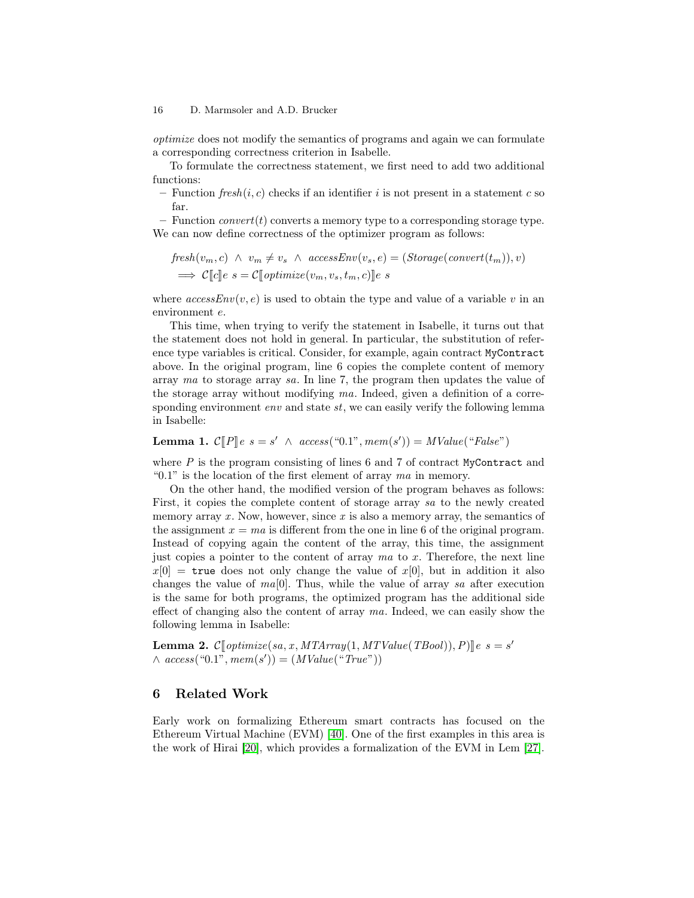*optimize* does not modify the semantics of programs and again we can formulate a corresponding correctness criterion in Isabelle.

To formulate the correctness statement, we first need to add two additional functions:

- Function $\mathit{fresh}(i, c)$ checks if an identifier $i$ is not present in a statement $c$ so far.
- Function $\mathit{convert}(t)$ converts a memory type to a corresponding storage type.

We can now define correctness of the optimizer program as follows:

$$\mathit{fresh}(v_m, c) \ \wedge \ v_m \neq v_s \ \wedge \ \mathit{accessEnv}(v_s, e) = (\mathit{Storage}(\mathit{convert}(t_m)), v)$$
$$\implies \mathcal{C}[\![c]\!]e \ s = \mathcal{C}[\![\mathit{optimize}(v_m, v_s, t_m, c)]\!]e \ s$$

where $\mathit{accessEnv}(v, e)$ is used to obtain the type and value of a variable $v$ in an environment $e$.

This time, when trying to verify the statement in Isabelle, it turns out that the statement does not hold in general. In particular, the substitution of reference type variables is critical. Consider, for example, again contract `MyContract` above. In the original program, line 6 copies the complete content of memory array $ma$ to storage array $sa$. In line 7, the program then updates the value of the storage array without modifying $ma$. Indeed, given a definition of a corresponding environment $env$ and state $st$, we can easily verify the following lemma in Isabelle:

**Lemma 1.** $\mathcal{C}[\![P]\!]e \ s = s' \ \wedge \ \mathit{access}(\text{“0.1”}, \mathit{mem}(s')) = \mathit{MValue}(\text{“}\mathit{False}\text{”})$

where $P$ is the program consisting of lines 6 and 7 of contract `MyContract` and “0.1” is the location of the first element of array $ma$ in memory.

On the other hand, the modified version of the program behaves as follows: First, it copies the complete content of storage array $sa$ to the newly created memory array $x$. Now, however, since $x$ is also a memory array, the semantics of the assignment $x = ma$ is different from the one in line 6 of the original program. Instead of copying again the content of the array, this time, the assignment just copies a pointer to the content of array $ma$ to $x$. Therefore, the next line $x[0]$ = `true` does not only change the value of $x[0]$, but in addition it also changes the value of $ma[0]$. Thus, while the value of array $sa$ after execution is the same for both programs, the optimized program has the additional side effect of changing also the content of array $ma$. Indeed, we can easily show the following lemma in Isabelle:

**Lemma 2.** $\mathcal{C}[\![\mathit{optimize}(sa, x, \mathit{MTArray}(1, \mathit{MTValue}(\mathit{TBool})), P)]\!]e \ s = s'$
$\wedge \ \mathit{access}(\text{“0.1”}, \mathit{mem}(s')) = (\mathit{MValue}(\text{“}\mathit{True}\text{”}))$

## 6 Related Work

Early work on formalizing Ethereum smart contracts has focused on the Ethereum Virtual Machine (EVM) [40]. One of the first examples in this area is the work of Hirai [20], which provides a formalization of the EVM in Lem [27].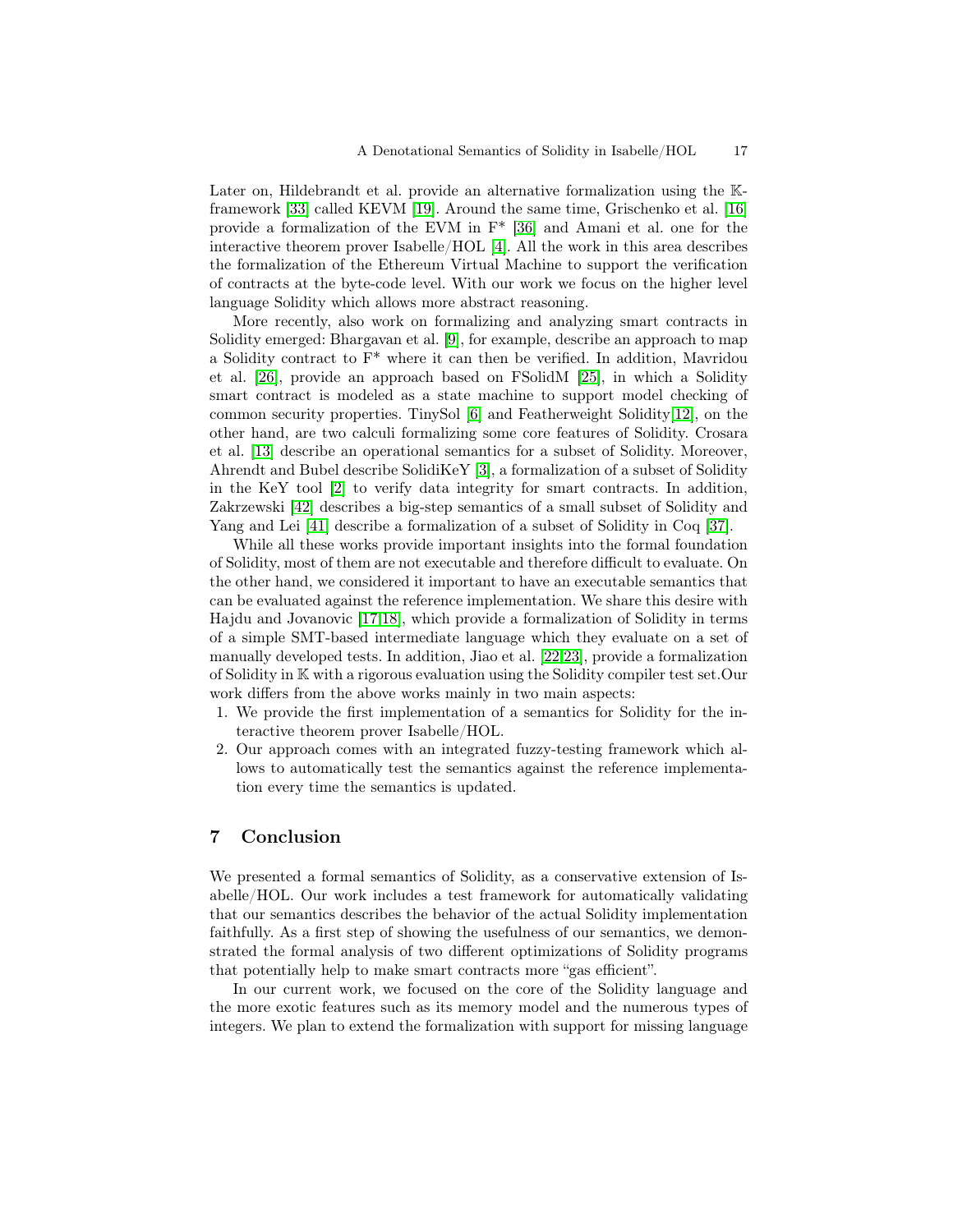Later on, Hildebrandt et al. provide an alternative formalization using the $\mathbb{K}$-framework [33] called KEVM [19]. Around the same time, Grischenko et al. [16] provide a formalization of the EVM in F* [36] and Amani et al. one for the interactive theorem prover Isabelle/HOL [4]. All the work in this area describes the formalization of the Ethereum Virtual Machine to support the verification of contracts at the byte-code level. With our work we focus on the higher level language Solidity which allows more abstract reasoning.

More recently, also work on formalizing and analyzing smart contracts in Solidity emerged: Bhargavan et al. [9], for example, describe an approach to map a Solidity contract to F* where it can then be verified. In addition, Mavridou et al. [26], provide an approach based on FSolidM [25], in which a Solidity smart contract is modeled as a state machine to support model checking of common security properties. TinySol [6] and Featherweight Solidity[12], on the other hand, are two calculi formalizing some core features of Solidity. Crosara et al. [13] describe an operational semantics for a subset of Solidity. Moreover, Ahrendt and Bubel describe SolidiKeY [3], a formalization of a subset of Solidity in the KeY tool [2] to verify data integrity for smart contracts. In addition, Zakrzewski [42] describes a big-step semantics of a small subset of Solidity and Yang and Lei [41] describe a formalization of a subset of Solidity in Coq [37].

While all these works provide important insights into the formal foundation of Solidity, most of them are not executable and therefore difficult to evaluate. On the other hand, we considered it important to have an executable semantics that can be evaluated against the reference implementation. We share this desire with Hajdu and Jovanovic [17,18], which provide a formalization of Solidity in terms of a simple SMT-based intermediate language which they evaluate on a set of manually developed tests. In addition, Jiao et al. [22,23], provide a formalization of Solidity in $\mathbb{K}$ with a rigorous evaluation using the Solidity compiler test set.Our work differs from the above works mainly in two main aspects:

1. We provide the first implementation of a semantics for Solidity for the interactive theorem prover Isabelle/HOL.
2. Our approach comes with an integrated fuzzy-testing framework which allows to automatically test the semantics against the reference implementation every time the semantics is updated.

## 7 Conclusion

We presented a formal semantics of Solidity, as a conservative extension of Isabelle/HOL. Our work includes a test framework for automatically validating that our semantics describes the behavior of the actual Solidity implementation faithfully. As a first step of showing the usefulness of our semantics, we demonstrated the formal analysis of two different optimizations of Solidity programs that potentially help to make smart contracts more "gas efficient".

In our current work, we focused on the core of the Solidity language and the more exotic features such as its memory model and the numerous types of integers. We plan to extend the formalization with support for missing language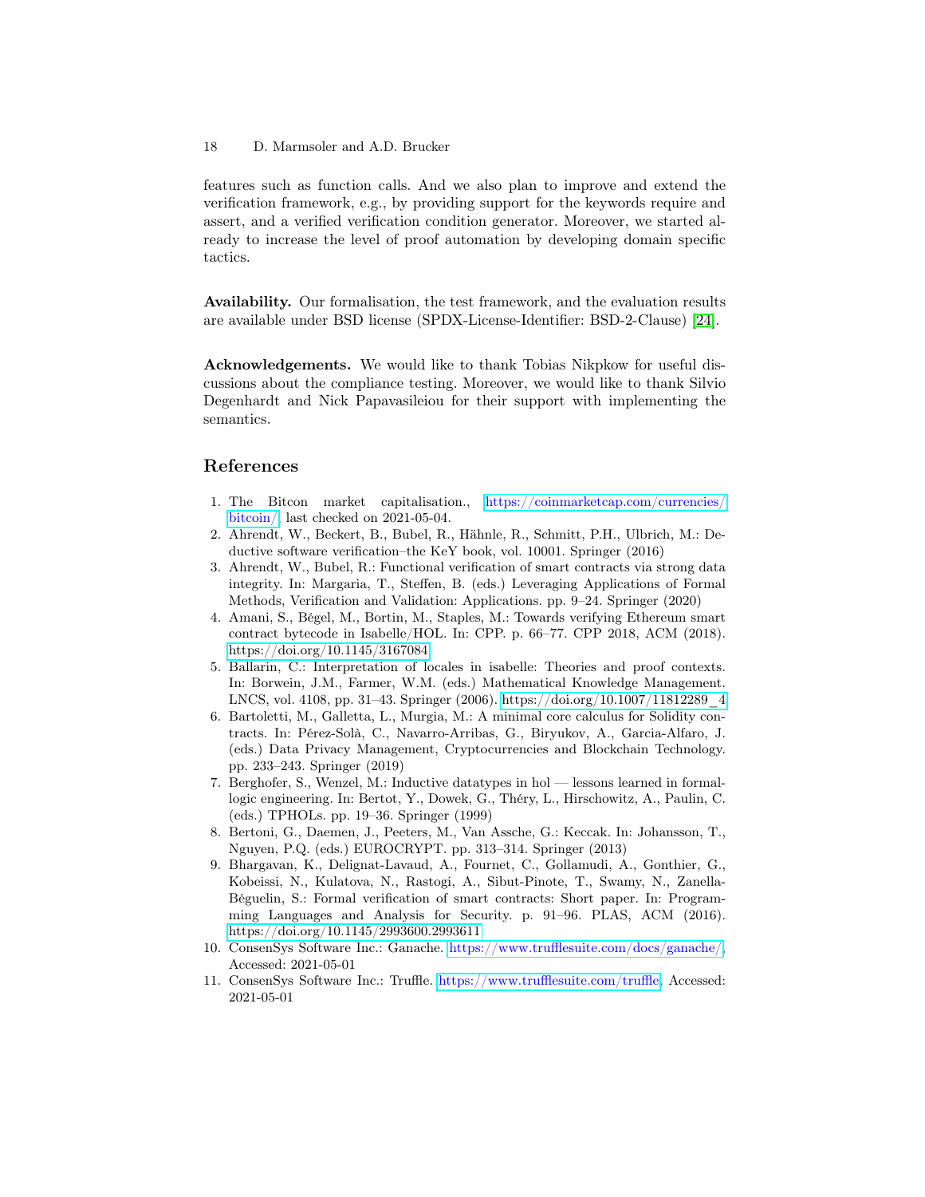features such as function calls. And we also plan to improve and extend the verification framework, e.g., by providing support for the keywords require and assert, and a verified verification condition generator. Moreover, we started already to increase the level of proof automation by developing domain specific tactics.

**Availability.** Our formalisation, the test framework, and the evaluation results are available under BSD license (SPDX-License-Identifier: BSD-2-Clause) [24].

**Acknowledgements.** We would like to thank Tobias Nikpkow for useful discussions about the compliance testing. Moreover, we would like to thank Silvio Degenhardt and Nick Papavasileiou for their support with implementing the semantics.

## References

1. The Bitcon market capitalisation., https://coinmarketcap.com/currencies/bitcoin/, last checked on 2021-05-04.
2. Ahrendt, W., Beckert, B., Bubel, R., Hähnle, R., Schmitt, P.H., Ulbrich, M.: Deductive software verification–the KeY book, vol. 10001. Springer (2016)
3. Ahrendt, W., Bubel, R.: Functional verification of smart contracts via strong data integrity. In: Margaria, T., Steffen, B. (eds.) Leveraging Applications of Formal Methods, Verification and Validation: Applications. pp. 9–24. Springer (2020)
4. Amani, S., Bégel, M., Bortin, M., Staples, M.: Towards verifying Ethereum smart contract bytecode in Isabelle/HOL. In: CPP. p. 66–77. CPP 2018, ACM (2018). https://doi.org/10.1145/3167084
5. Ballarin, C.: Interpretation of locales in isabelle: Theories and proof contexts. In: Borwein, J.M., Farmer, W.M. (eds.) Mathematical Knowledge Management. LNCS, vol. 4108, pp. 31–43. Springer (2006). https://doi.org/10.1007/11812289_4
6. Bartoletti, M., Galletta, L., Murgia, M.: A minimal core calculus for Solidity contracts. In: Pérez-Solà, C., Navarro-Arribas, G., Biryukov, A., Garcia-Alfaro, J. (eds.) Data Privacy Management, Cryptocurrencies and Blockchain Technology. pp. 233–243. Springer (2019)
7. Berghofer, S., Wenzel, M.: Inductive datatypes in hol — lessons learned in formal-logic engineering. In: Bertot, Y., Dowek, G., Théry, L., Hirschowitz, A., Paulin, C. (eds.) TPHOLs. pp. 19–36. Springer (1999)
8. Bertoni, G., Daemen, J., Peeters, M., Van Assche, G.: Keccak. In: Johansson, T., Nguyen, P.Q. (eds.) EUROCRYPT. pp. 313–314. Springer (2013)
9. Bhargavan, K., Delignat-Lavaud, A., Fournet, C., Gollamudi, A., Gonthier, G., Kobeissi, N., Kulatova, N., Rastogi, A., Sibut-Pinote, T., Swamy, N., Zanella-Béguelin, S.: Formal verification of smart contracts: Short paper. In: Programming Languages and Analysis for Security. p. 91–96. PLAS, ACM (2016). https://doi.org/10.1145/2993600.2993611
10. ConsenSys Software Inc.: Ganache. https://www.trufflesuite.com/docs/ganache/, Accessed: 2021-05-01
11. ConsenSys Software Inc.: Truffle. https://www.trufflesuite.com/truffle, Accessed: 2021-05-01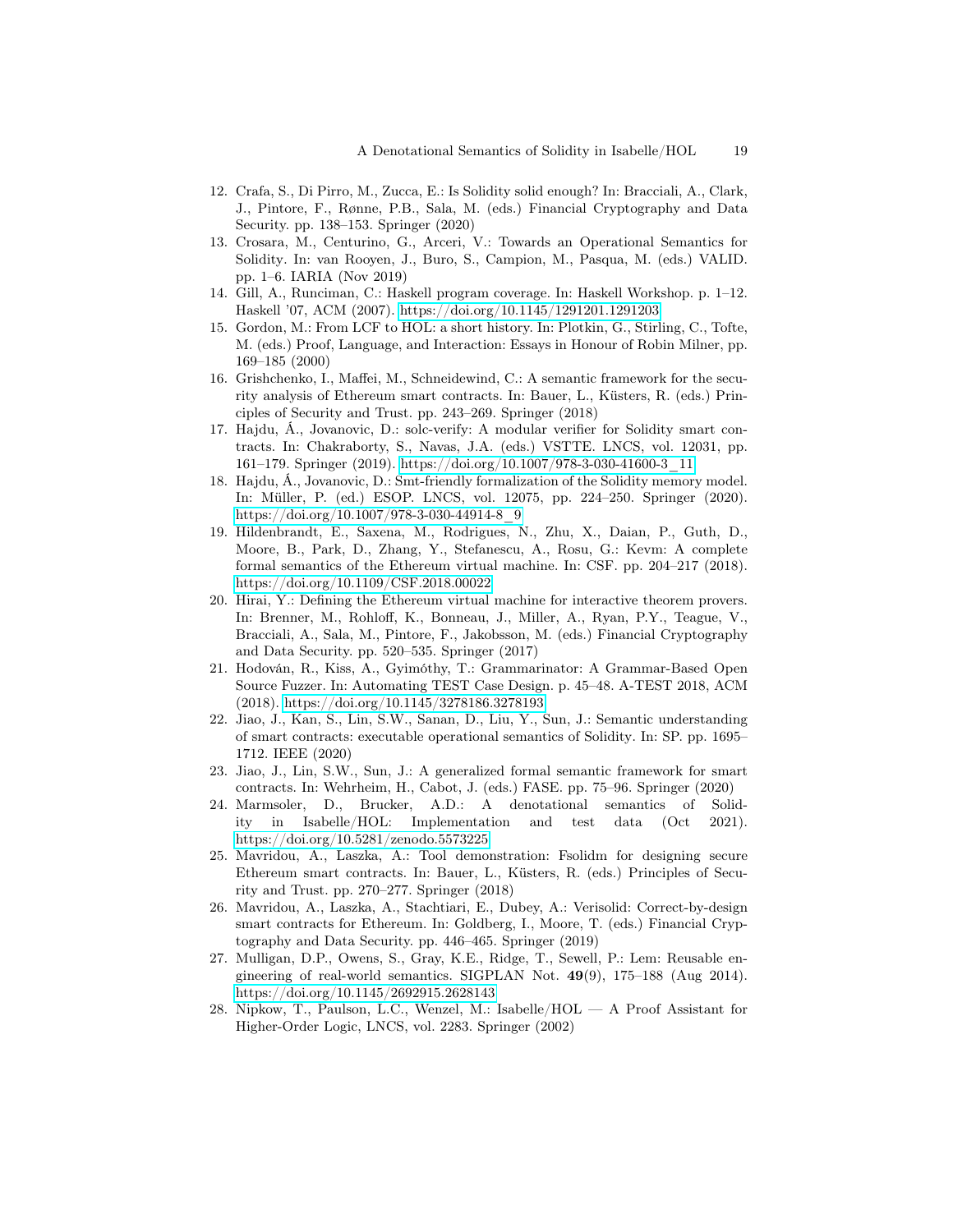12. Crafa, S., Di Pirro, M., Zucca, E.: Is Solidity solid enough? In: Bracciali, A., Clark, J., Pintore, F., Rønne, P.B., Sala, M. (eds.) Financial Cryptography and Data Security. pp. 138–153. Springer (2020)
13. Crosara, M., Centurino, G., Arceri, V.: Towards an Operational Semantics for Solidity. In: van Rooyen, J., Buro, S., Campion, M., Pasqua, M. (eds.) VALID. pp. 1–6. IARIA (Nov 2019)
14. Gill, A., Runciman, C.: Haskell program coverage. In: Haskell Workshop. p. 1–12. Haskell '07, ACM (2007). https://doi.org/10.1145/1291201.1291203
15. Gordon, M.: From LCF to HOL: a short history. In: Plotkin, G., Stirling, C., Tofte, M. (eds.) Proof, Language, and Interaction: Essays in Honour of Robin Milner, pp. 169–185 (2000)
16. Grishchenko, I., Maffei, M., Schneidewind, C.: A semantic framework for the security analysis of Ethereum smart contracts. In: Bauer, L., Küsters, R. (eds.) Principles of Security and Trust. pp. 243–269. Springer (2018)
17. Hajdu, Á., Jovanovic, D.: solc-verify: A modular verifier for Solidity smart contracts. In: Chakraborty, S., Navas, J.A. (eds.) VSTTE. LNCS, vol. 12031, pp. 161–179. Springer (2019). https://doi.org/10.1007/978-3-030-41600-3_11
18. Hajdu, Á., Jovanovic, D.: Smt-friendly formalization of the Solidity memory model. In: Müller, P. (ed.) ESOP. LNCS, vol. 12075, pp. 224–250. Springer (2020). https://doi.org/10.1007/978-3-030-44914-8_9
19. Hildenbrandt, E., Saxena, M., Rodrigues, N., Zhu, X., Daian, P., Guth, D., Moore, B., Park, D., Zhang, Y., Stefanescu, A., Rosu, G.: Kevm: A complete formal semantics of the Ethereum virtual machine. In: CSF. pp. 204–217 (2018). https://doi.org/10.1109/CSF.2018.00022
20. Hirai, Y.: Defining the Ethereum virtual machine for interactive theorem provers. In: Brenner, M., Rohloff, K., Bonneau, J., Miller, A., Ryan, P.Y., Teague, V., Bracciali, A., Sala, M., Pintore, F., Jakobsson, M. (eds.) Financial Cryptography and Data Security. pp. 520–535. Springer (2017)
21. Hodován, R., Kiss, A., Gyimóthy, T.: Grammarinator: A Grammar-Based Open Source Fuzzer. In: Automating TEST Case Design. p. 45–48. A-TEST 2018, ACM (2018). https://doi.org/10.1145/3278186.3278193
22. Jiao, J., Kan, S., Lin, S.W., Sanan, D., Liu, Y., Sun, J.: Semantic understanding of smart contracts: executable operational semantics of Solidity. In: SP. pp. 1695–1712. IEEE (2020)
23. Jiao, J., Lin, S.W., Sun, J.: A generalized formal semantic framework for smart contracts. In: Wehrheim, H., Cabot, J. (eds.) FASE. pp. 75–96. Springer (2020)
24. Marmsoler, D., Brucker, A.D.: A denotational semantics of Solidity in Isabelle/HOL: Implementation and test data (Oct 2021). https://doi.org/10.5281/zenodo.5573225
25. Mavridou, A., Laszka, A.: Tool demonstration: Fsolidm for designing secure Ethereum smart contracts. In: Bauer, L., Küsters, R. (eds.) Principles of Security and Trust. pp. 270–277. Springer (2018)
26. Mavridou, A., Laszka, A., Stachtiari, E., Dubey, A.: Verisolid: Correct-by-design smart contracts for Ethereum. In: Goldberg, I., Moore, T. (eds.) Financial Cryptography and Data Security. pp. 446–465. Springer (2019)
27. Mulligan, D.P., Owens, S., Gray, K.E., Ridge, T., Sewell, P.: Lem: Reusable engineering of real-world semantics. SIGPLAN Not. **49**(9), 175–188 (Aug 2014). https://doi.org/10.1145/2692915.2628143
28. Nipkow, T., Paulson, L.C., Wenzel, M.: Isabelle/HOL — A Proof Assistant for Higher-Order Logic, LNCS, vol. 2283. Springer (2002)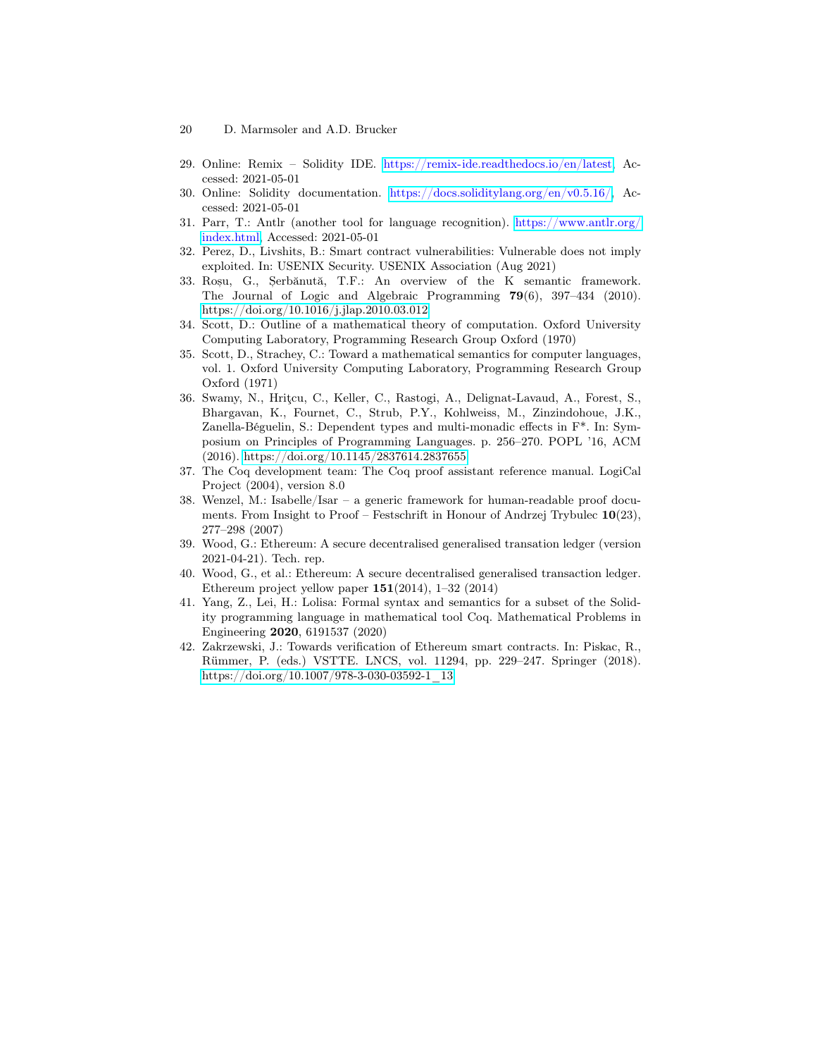29. Online: Remix – Solidity IDE. https://remix-ide.readthedocs.io/en/latest, Accessed: 2021-05-01
30. Online: Solidity documentation. https://docs.soliditylang.org/en/v0.5.16/, Accessed: 2021-05-01
31. Parr, T.: Antlr (another tool for language recognition). https://www.antlr.org/index.html, Accessed: 2021-05-01
32. Perez, D., Livshits, B.: Smart contract vulnerabilities: Vulnerable does not imply exploited. In: USENIX Security. USENIX Association (Aug 2021)
33. Roșu, G., Șerbănuță, T.F.: An overview of the K semantic framework. The Journal of Logic and Algebraic Programming **79**(6), 397–434 (2010). https://doi.org/10.1016/j.jlap.2010.03.012
34. Scott, D.: Outline of a mathematical theory of computation. Oxford University Computing Laboratory, Programming Research Group Oxford (1970)
35. Scott, D., Strachey, C.: Toward a mathematical semantics for computer languages, vol. 1. Oxford University Computing Laboratory, Programming Research Group Oxford (1971)
36. Swamy, N., Hriţcu, C., Keller, C., Rastogi, A., Delignat-Lavaud, A., Forest, S., Bhargavan, K., Fournet, C., Strub, P.Y., Kohlweiss, M., Zinzindohoue, J.K., Zanella-Béguelin, S.: Dependent types and multi-monadic effects in F*. In: Symposium on Principles of Programming Languages. p. 256–270. POPL '16, ACM (2016). https://doi.org/10.1145/2837614.2837655
37. The Coq development team: The Coq proof assistant reference manual. LogiCal Project (2004), version 8.0
38. Wenzel, M.: Isabelle/Isar – a generic framework for human-readable proof documents. From Insight to Proof – Festschrift in Honour of Andrzej Trybulec **10**(23), 277–298 (2007)
39. Wood, G.: Ethereum: A secure decentralised generalised transation ledger (version 2021-04-21). Tech. rep.
40. Wood, G., et al.: Ethereum: A secure decentralised generalised transaction ledger. Ethereum project yellow paper **151**(2014), 1–32 (2014)
41. Yang, Z., Lei, H.: Lolisa: Formal syntax and semantics for a subset of the Solidity programming language in mathematical tool Coq. Mathematical Problems in Engineering **2020**, 6191537 (2020)
42. Zakrzewski, J.: Towards verification of Ethereum smart contracts. In: Piskac, R., Rümmer, P. (eds.) VSTTE. LNCS, vol. 11294, pp. 229–247. Springer (2018). https://doi.org/10.1007/978-3-030-03592-1_13